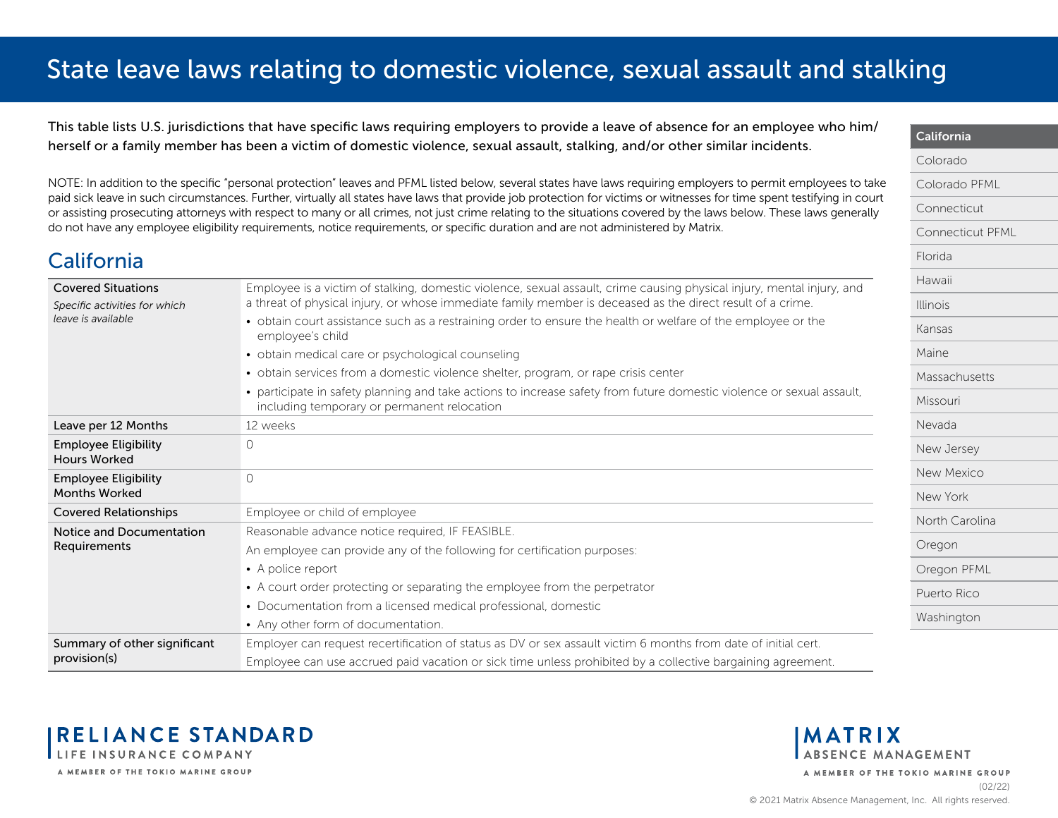# State leave laws relating to domestic violence, sexual assault and stalking

This table lists U.S. jurisdictions that have specific laws requiring employers to provide a leave of absence for an employee who him/herself or a family member has been a victim of domestic violence, sexual assault, stalking, and/or other similar incidents.

NOTE: In addition to the specific "personal protection" leaves and PFML listed below, several states have laws requiring employers to permit employees to take paid sick leave in such circumstances. Further, virtually all states have laws that provide job protection for victims or witnesses for time spent testifying in court or assisting prosecuting attorneys with respect to many or all crimes, not just crime relating to the situations covered by the laws below. These laws generally do not have any employee eligibility requirements, notice requirements, or specific duration and are not administered by Matrix.

- California
- Colorado
- Colorado PFML
- Connecticut
- Connecticut PFML
- Florida
- Hawaii
- Illinois
- Kansas
- Maine
- Massachusetts
- Missouri
- Nevada
- New Jersey
- New Mexico
- New York
- North Carolina
- Oregon
- Oregon PFML
- Puerto Rico
- Washington

## California

| | |
|---|---|
| **Covered Situations**<br>*Specific activities for which leave is available* | Employee is a victim of stalking, domestic violence, sexual assault, crime causing physical injury, mental injury, and a threat of physical injury, or whose immediate family member is deceased as the direct result of a crime.<br>• obtain court assistance such as a restraining order to ensure the health or welfare of the employee or the employee's child<br>• obtain medical care or psychological counseling<br>• obtain services from a domestic violence shelter, program, or rape crisis center<br>• participate in safety planning and take actions to increase safety from future domestic violence or sexual assault, including temporary or permanent relocation |
| **Leave per 12 Months** | 12 weeks |
| **Employee Eligibility Hours Worked** | 0 |
| **Employee Eligibility Months Worked** | 0 |
| **Covered Relationships** | Employee or child of employee |
| **Notice and Documentation Requirements** | Reasonable advance notice required, IF FEASIBLE.<br>An employee can provide any of the following for certification purposes:<br>• A police report<br>• A court order protecting or separating the employee from the perpetrator<br>• Documentation from a licensed medical professional, domestic<br>• Any other form of documentation. |
| **Summary of other significant provision(s)** | Employer can request recertification of status as DV or sex assault victim 6 months from date of initial cert.<br>Employee can use accrued paid vacation or sick time unless prohibited by a collective bargaining agreement. |

RELIANCE STANDARD LIFE INSURANCE COMPANY
A MEMBER OF THE TOKIO MARINE GROUP

MATRIX ABSENCE MANAGEMENT
A MEMBER OF THE TOKIO MARINE GROUP

(02/22)
© 2021 Matrix Absence Management, Inc. All rights reserved.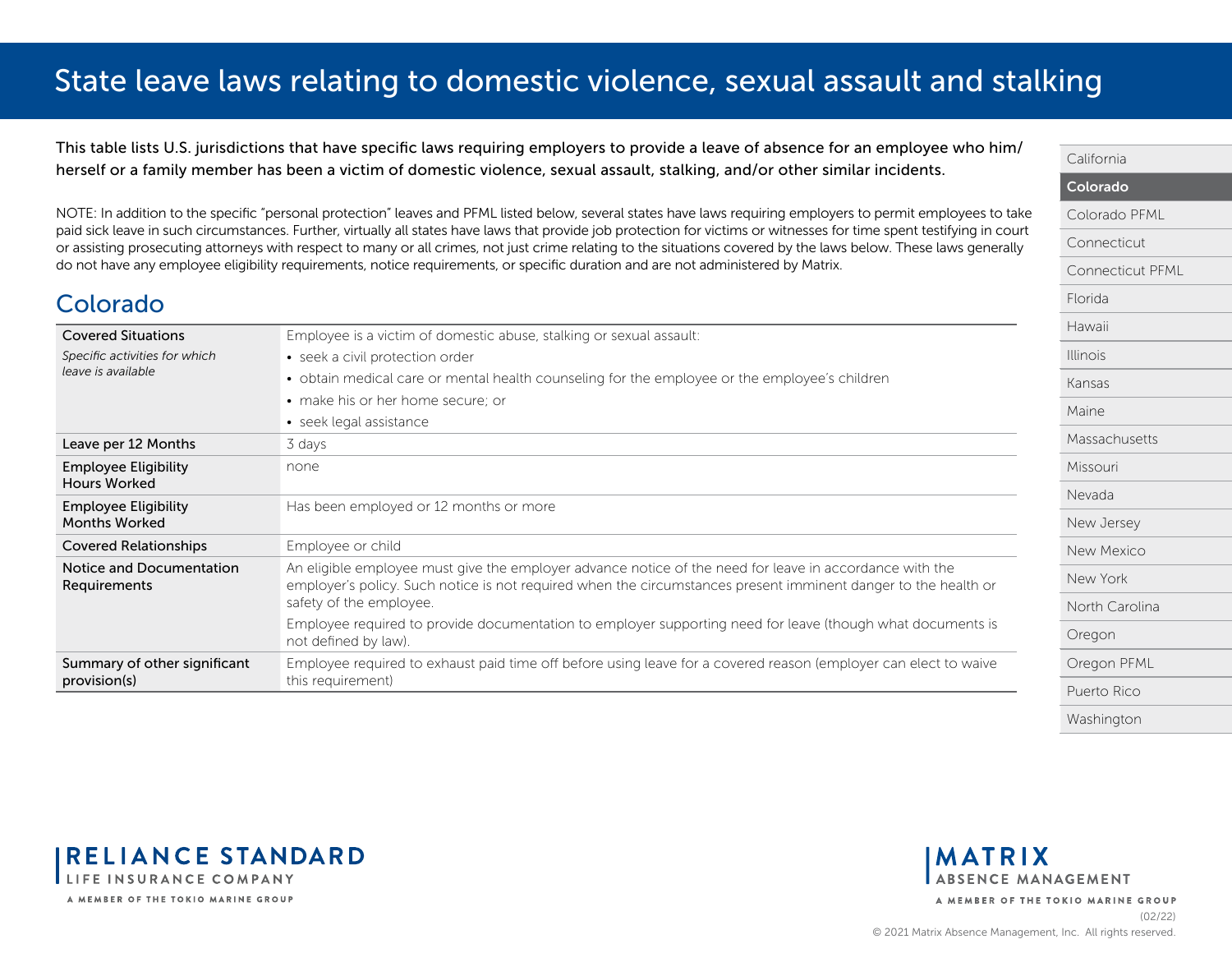# State leave laws relating to domestic violence, sexual assault and stalking

This table lists U.S. jurisdictions that have specific laws requiring employers to provide a leave of absence for an employee who him/herself or a family member has been a victim of domestic violence, sexual assault, stalking, and/or other similar incidents.

NOTE: In addition to the specific "personal protection" leaves and PFML listed below, several states have laws requiring employers to permit employees to take paid sick leave in such circumstances. Further, virtually all states have laws that provide job protection for victims or witnesses for time spent testifying in court or assisting prosecuting attorneys with respect to many or all crimes, not just crime relating to the situations covered by the laws below. These laws generally do not have any employee eligibility requirements, notice requirements, or specific duration and are not administered by Matrix.

## Colorado

| | |
|---|---|
| **Covered Situations** *Specific activities for which leave is available* | Employee is a victim of domestic abuse, stalking or sexual assault: • seek a civil protection order • obtain medical care or mental health counseling for the employee or the employee's children • make his or her home secure; or • seek legal assistance |
| **Leave per 12 Months** | 3 days |
| **Employee Eligibility Hours Worked** | none |
| **Employee Eligibility Months Worked** | Has been employed or 12 months or more |
| **Covered Relationships** | Employee or child |
| **Notice and Documentation Requirements** | An eligible employee must give the employer advance notice of the need for leave in accordance with the employer's policy. Such notice is not required when the circumstances present imminent danger to the health or safety of the employee. Employee required to provide documentation to employer supporting need for leave (though what documents is not defined by law). |
| **Summary of other significant provision(s)** | Employee required to exhaust paid time off before using leave for a covered reason (employer can elect to waive this requirement) |

- California
- **Colorado**
- Colorado PFML
- Connecticut
- Connecticut PFML
- Florida
- Hawaii
- Illinois
- Kansas
- Maine
- Massachusetts
- Missouri
- Nevada
- New Jersey
- New Mexico
- New York
- North Carolina
- Oregon
- Oregon PFML
- Puerto Rico
- Washington

RELIANCE STANDARD LIFE INSURANCE COMPANY
A MEMBER OF THE TOKIO MARINE GROUP

MATRIX ABSENCE MANAGEMENT
A MEMBER OF THE TOKIO MARINE GROUP

(02/22)

© 2021 Matrix Absence Management, Inc. All rights reserved.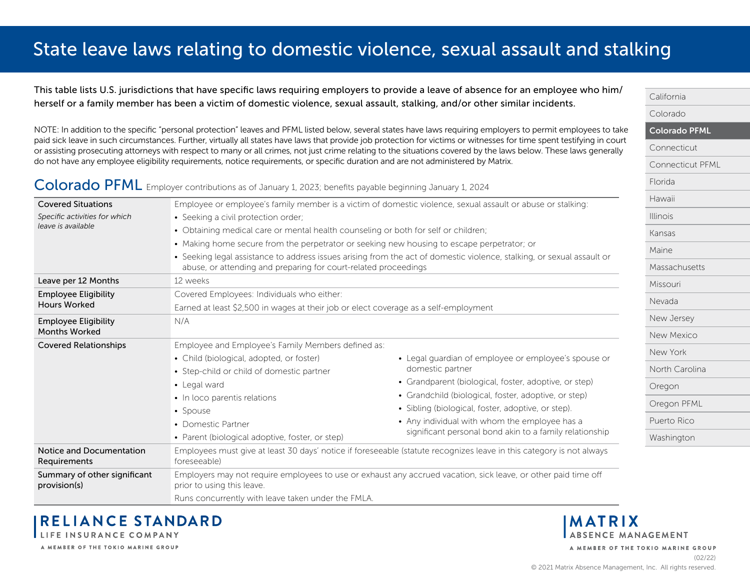# State leave laws relating to domestic violence, sexual assault and stalking

This table lists U.S. jurisdictions that have specific laws requiring employers to provide a leave of absence for an employee who him/herself or a family member has been a victim of domestic violence, sexual assault, stalking, and/or other similar incidents.

NOTE: In addition to the specific "personal protection" leaves and PFML listed below, several states have laws requiring employers to permit employees to take paid sick leave in such circumstances. Further, virtually all states have laws that provide job protection for victims or witnesses for time spent testifying in court or assisting prosecuting attorneys with respect to many or all crimes, not just crime relating to the situations covered by the laws below. These laws generally do not have any employee eligibility requirements, notice requirements, or specific duration and are not administered by Matrix.

- California
- Colorado
- **Colorado PFML**
- Connecticut
- Connecticut PFML
- Florida
- Hawaii
- Illinois
- Kansas
- Maine
- Massachusetts
- Missouri
- Nevada
- New Jersey
- New Mexico
- New York
- North Carolina
- Oregon
- Oregon PFML
- Puerto Rico
- Washington

## Colorado PFML

Employer contributions as of January 1, 2023; benefits payable beginning January 1, 2024

| | |
|---|---|
| **Covered Situations**<br>*Specific activities for which leave is available* | Employee or employee's family member is a victim of domestic violence, sexual assault or abuse or stalking:<br>• Seeking a civil protection order;<br>• Obtaining medical care or mental health counseling or both for self or children;<br>• Making home secure from the perpetrator or seeking new housing to escape perpetrator; or<br>• Seeking legal assistance to address issues arising from the act of domestic violence, stalking, or sexual assault or abuse, or attending and preparing for court-related proceedings |
| **Leave per 12 Months** | 12 weeks |
| **Employee Eligibility Hours Worked** | Covered Employees: Individuals who either:<br>Earned at least $2,500 in wages at their job or elect coverage as a self-employment |
| **Employee Eligibility Months Worked** | N/A |
| **Covered Relationships** | Employee and Employee's Family Members defined as:<br>• Child (biological, adopted, or foster)<br>• Step-child or child of domestic partner<br>• Legal ward<br>• In loco parentis relations<br>• Spouse<br>• Domestic Partner<br>• Parent (biological adoptive, foster, or step)<br>• Legal guardian of employee or employee's spouse or domestic partner<br>• Grandparent (biological, foster, adoptive, or step)<br>• Grandchild (biological, foster, adoptive, or step)<br>• Sibling (biological, foster, adoptive, or step).<br>• Any individual with whom the employee has a significant personal bond akin to a family relationship |
| **Notice and Documentation Requirements** | Employees must give at least 30 days' notice if foreseeable (statute recognizes leave in this category is not always foreseeable) |
| **Summary of other significant provision(s)** | Employers may not require employees to use or exhaust any accrued vacation, sick leave, or other paid time off prior to using this leave.<br>Runs concurrently with leave taken under the FMLA. |

RELIANCE STANDARD LIFE INSURANCE COMPANY
A MEMBER OF THE TOKIO MARINE GROUP

MATRIX ABSENCE MANAGEMENT
A MEMBER OF THE TOKIO MARINE GROUP
(02/22)
© 2021 Matrix Absence Management, Inc. All rights reserved.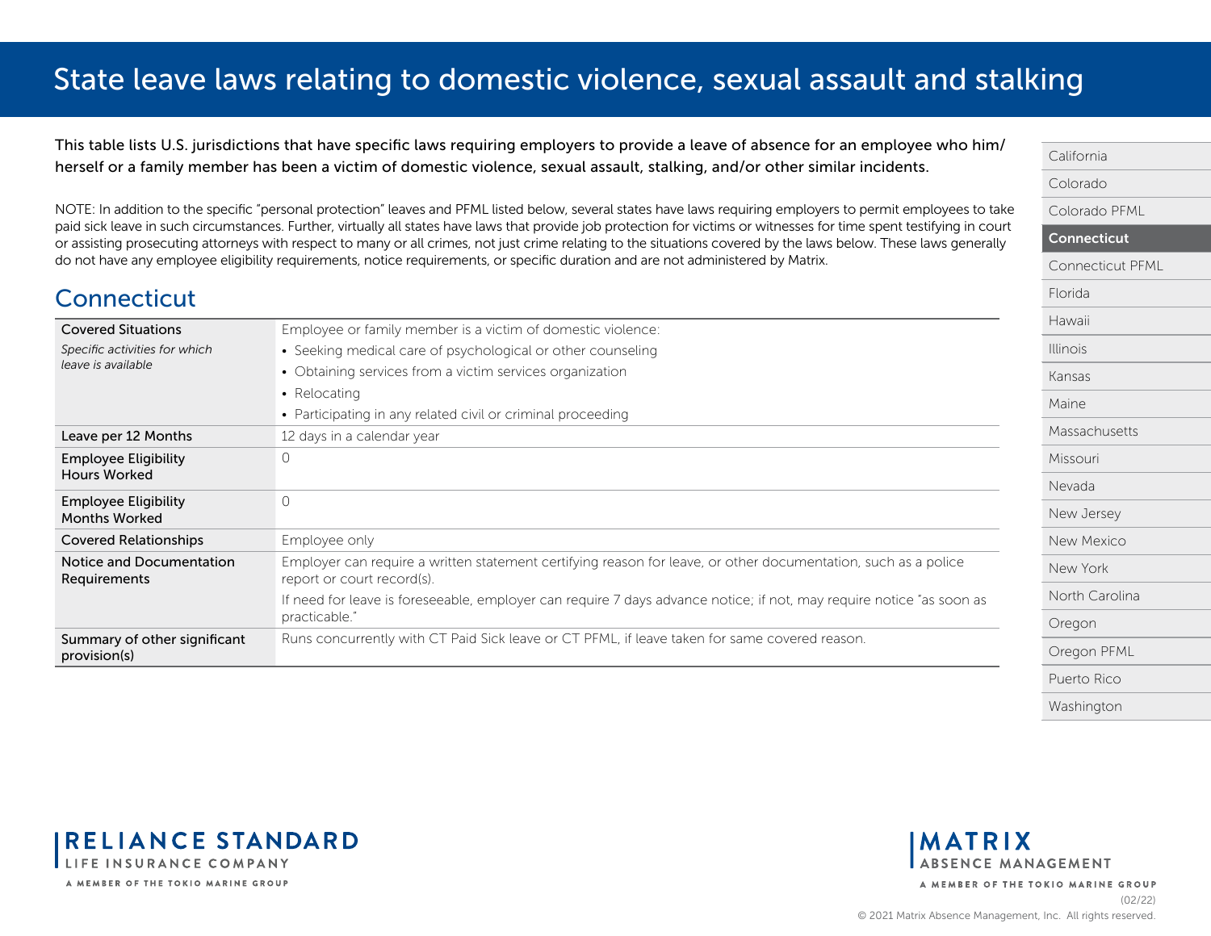# State leave laws relating to domestic violence, sexual assault and stalking

This table lists U.S. jurisdictions that have specific laws requiring employers to provide a leave of absence for an employee who him/herself or a family member has been a victim of domestic violence, sexual assault, stalking, and/or other similar incidents.

NOTE: In addition to the specific "personal protection" leaves and PFML listed below, several states have laws requiring employers to permit employees to take paid sick leave in such circumstances. Further, virtually all states have laws that provide job protection for victims or witnesses for time spent testifying in court or assisting prosecuting attorneys with respect to many or all crimes, not just crime relating to the situations covered by the laws below. These laws generally do not have any employee eligibility requirements, notice requirements, or specific duration and are not administered by Matrix.

- California
- Colorado
- Colorado PFML
- **Connecticut**
- Connecticut PFML
- Florida
- Hawaii
- Illinois
- Kansas
- Maine
- Massachusetts
- Missouri
- Nevada
- New Jersey
- New Mexico
- New York
- North Carolina
- Oregon
- Oregon PFML
- Puerto Rico
- Washington

## Connecticut

| | |
|---|---|
| **Covered Situations** *Specific activities for which leave is available* | Employee or family member is a victim of domestic violence:<br>• Seeking medical care of psychological or other counseling<br>• Obtaining services from a victim services organization<br>• Relocating<br>• Participating in any related civil or criminal proceeding |
| **Leave per 12 Months** | 12 days in a calendar year |
| **Employee Eligibility Hours Worked** | 0 |
| **Employee Eligibility Months Worked** | 0 |
| **Covered Relationships** | Employee only |
| **Notice and Documentation Requirements** | Employer can require a written statement certifying reason for leave, or other documentation, such as a police report or court record(s).<br>If need for leave is foreseeable, employer can require 7 days advance notice; if not, may require notice "as soon as practicable." |
| **Summary of other significant provision(s)** | Runs concurrently with CT Paid Sick leave or CT PFML, if leave taken for same covered reason. |

RELIANCE STANDARD LIFE INSURANCE COMPANY — A MEMBER OF THE TOKIO MARINE GROUP

MATRIX ABSENCE MANAGEMENT — A MEMBER OF THE TOKIO MARINE GROUP

(02/22)

© 2021 Matrix Absence Management, Inc. All rights reserved.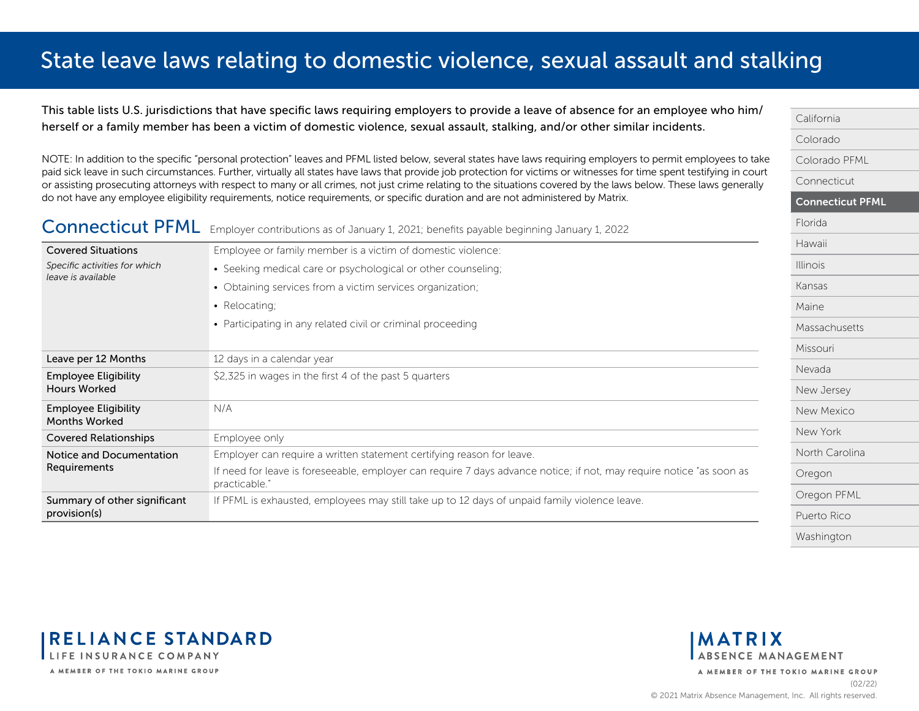# State leave laws relating to domestic violence, sexual assault and stalking

This table lists U.S. jurisdictions that have specific laws requiring employers to provide a leave of absence for an employee who him/herself or a family member has been a victim of domestic violence, sexual assault, stalking, and/or other similar incidents.

NOTE: In addition to the specific "personal protection" leaves and PFML listed below, several states have laws requiring employers to permit employees to take paid sick leave in such circumstances. Further, virtually all states have laws that provide job protection for victims or witnesses for time spent testifying in court or assisting prosecuting attorneys with respect to many or all crimes, not just crime relating to the situations covered by the laws below. These laws generally do not have any employee eligibility requirements, notice requirements, or specific duration and are not administered by Matrix.

## Connecticut PFML

Employer contributions as of January 1, 2021; benefits payable beginning January 1, 2022

| | |
|---|---|
| Covered Situations<br>*Specific activities for which leave is available* | Employee or family member is a victim of domestic violence:<br>• Seeking medical care or psychological or other counseling;<br>• Obtaining services from a victim services organization;<br>• Relocating;<br>• Participating in any related civil or criminal proceeding |
| Leave per 12 Months | 12 days in a calendar year |
| Employee Eligibility Hours Worked | $2,325 in wages in the first 4 of the past 5 quarters |
| Employee Eligibility Months Worked | N/A |
| Covered Relationships | Employee only |
| Notice and Documentation Requirements | Employer can require a written statement certifying reason for leave.<br>If need for leave is foreseeable, employer can require 7 days advance notice; if not, may require notice "as soon as practicable." |
| Summary of other significant provision(s) | If PFML is exhausted, employees may still take up to 12 days of unpaid family violence leave. |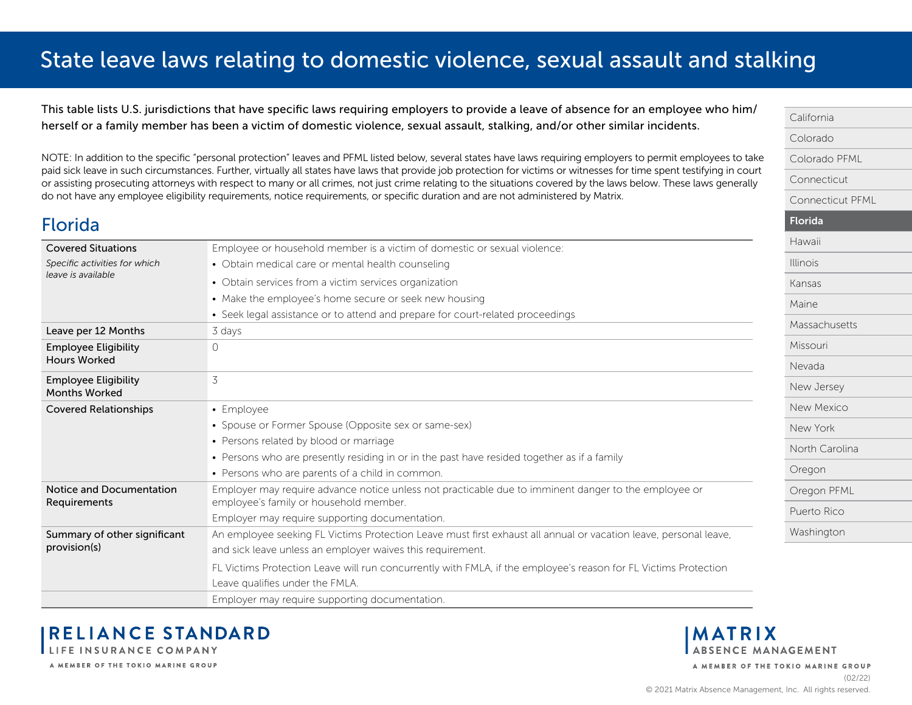# State leave laws relating to domestic violence, sexual assault and stalking

This table lists U.S. jurisdictions that have specific laws requiring employers to provide a leave of absence for an employee who him/herself or a family member has been a victim of domestic violence, sexual assault, stalking, and/or other similar incidents.

NOTE: In addition to the specific "personal protection" leaves and PFML listed below, several states have laws requiring employers to permit employees to take paid sick leave in such circumstances. Further, virtually all states have laws that provide job protection for victims or witnesses for time spent testifying in court or assisting prosecuting attorneys with respect to many or all crimes, not just crime relating to the situations covered by the laws below. These laws generally do not have any employee eligibility requirements, notice requirements, or specific duration and are not administered by Matrix.

- California
- Colorado
- Colorado PFML
- Connecticut
- Connecticut PFML
- **Florida**
- Hawaii
- Illinois
- Kansas
- Maine
- Massachusetts
- Missouri
- Nevada
- New Jersey
- New Mexico
- New York
- North Carolina
- Oregon
- Oregon PFML
- Puerto Rico
- Washington

## Florida

| | |
|---|---|
| **Covered Situations**<br>*Specific activities for which leave is available* | Employee or household member is a victim of domestic or sexual violence:<br>• Obtain medical care or mental health counseling<br>• Obtain services from a victim services organization<br>• Make the employee's home secure or seek new housing<br>• Seek legal assistance or to attend and prepare for court-related proceedings |
| **Leave per 12 Months** | 3 days |
| **Employee Eligibility Hours Worked** | 0 |
| **Employee Eligibility Months Worked** | 3 |
| **Covered Relationships** | • Employee<br>• Spouse or Former Spouse (Opposite sex or same-sex)<br>• Persons related by blood or marriage<br>• Persons who are presently residing in or in the past have resided together as if a family<br>• Persons who are parents of a child in common. |
| **Notice and Documentation Requirements** | Employer may require advance notice unless not practicable due to imminent danger to the employee or employee's family or household member.<br>Employer may require supporting documentation. |
| **Summary of other significant provision(s)** | An employee seeking FL Victims Protection Leave must first exhaust all annual or vacation leave, personal leave, and sick leave unless an employer waives this requirement.<br>FL Victims Protection Leave will run concurrently with FMLA, if the employee's reason for FL Victims Protection Leave qualifies under the FMLA. |
| | Employer may require supporting documentation. |

RELIANCE STANDARD LIFE INSURANCE COMPANY
A MEMBER OF THE TOKIO MARINE GROUP

MATRIX ABSENCE MANAGEMENT
A MEMBER OF THE TOKIO MARINE GROUP

(02/22)
© 2021 Matrix Absence Management, Inc. All rights reserved.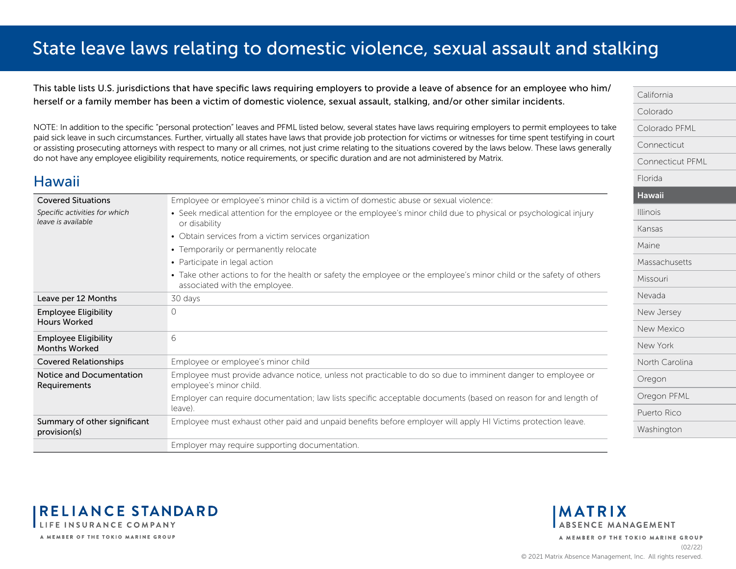# State leave laws relating to domestic violence, sexual assault and stalking

This table lists U.S. jurisdictions that have specific laws requiring employers to provide a leave of absence for an employee who him/herself or a family member has been a victim of domestic violence, sexual assault, stalking, and/or other similar incidents.

NOTE: In addition to the specific "personal protection" leaves and PFML listed below, several states have laws requiring employers to permit employees to take paid sick leave in such circumstances. Further, virtually all states have laws that provide job protection for victims or witnesses for time spent testifying in court or assisting prosecuting attorneys with respect to many or all crimes, not just crime relating to the situations covered by the laws below. These laws generally do not have any employee eligibility requirements, notice requirements, or specific duration and are not administered by Matrix.

- California
- Colorado
- Colorado PFML
- Connecticut
- Connecticut PFML
- Florida
- **Hawaii**
- Illinois
- Kansas
- Maine
- Massachusetts
- Missouri
- Nevada
- New Jersey
- New Mexico
- New York
- North Carolina
- Oregon
- Oregon PFML
- Puerto Rico
- Washington

## Hawaii

| | |
|---|---|
| **Covered Situations**<br>*Specific activities for which leave is available* | Employee or employee's minor child is a victim of domestic abuse or sexual violence:<br>• Seek medical attention for the employee or the employee's minor child due to physical or psychological injury or disability<br>• Obtain services from a victim services organization<br>• Temporarily or permanently relocate<br>• Participate in legal action<br>• Take other actions to for the health or safety the employee or the employee's minor child or the safety of others associated with the employee. |
| **Leave per 12 Months** | 30 days |
| **Employee Eligibility Hours Worked** | 0 |
| **Employee Eligibility Months Worked** | 6 |
| **Covered Relationships** | Employee or employee's minor child |
| **Notice and Documentation Requirements** | Employee must provide advance notice, unless not practicable to do so due to imminent danger to employee or employee's minor child.<br>Employer can require documentation; law lists specific acceptable documents (based on reason for and length of leave). |
| **Summary of other significant provision(s)** | Employee must exhaust other paid and unpaid benefits before employer will apply HI Victims protection leave. |
| | Employer may require supporting documentation. |

RELIANCE STANDARD LIFE INSURANCE COMPANY — A MEMBER OF THE TOKIO MARINE GROUP

MATRIX ABSENCE MANAGEMENT — A MEMBER OF THE TOKIO MARINE GROUP

(02/22)

© 2021 Matrix Absence Management, Inc. All rights reserved.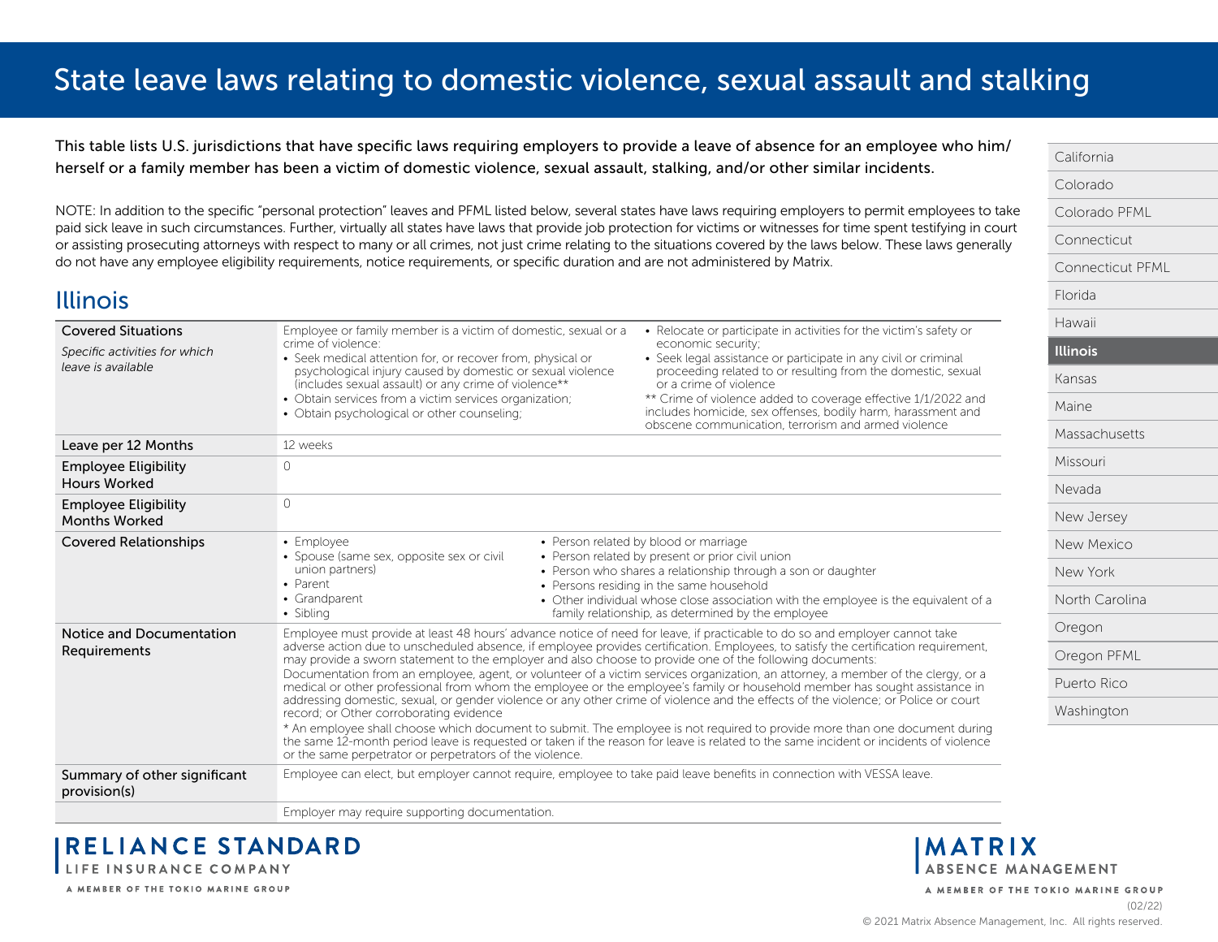# State leave laws relating to domestic violence, sexual assault and stalking

This table lists U.S. jurisdictions that have specific laws requiring employers to provide a leave of absence for an employee who him/herself or a family member has been a victim of domestic violence, sexual assault, stalking, and/or other similar incidents.

NOTE: In addition to the specific "personal protection" leaves and PFML listed below, several states have laws requiring employers to permit employees to take paid sick leave in such circumstances. Further, virtually all states have laws that provide job protection for victims or witnesses for time spent testifying in court or assisting prosecuting attorneys with respect to many or all crimes, not just crime relating to the situations covered by the laws below. These laws generally do not have any employee eligibility requirements, notice requirements, or specific duration and are not administered by Matrix.

- California
- Colorado
- Colorado PFML
- Connecticut
- Connecticut PFML
- Florida
- Hawaii
- **Illinois**
- Kansas
- Maine
- Massachusetts
- Missouri
- Nevada
- New Jersey
- New Mexico
- New York
- North Carolina
- Oregon
- Oregon PFML
- Puerto Rico
- Washington

## Illinois

| | |
|---|---|
| **Covered Situations**<br>*Specific activities for which leave is available* | Employee or family member is a victim of domestic, sexual or a crime of violence:<br>• Seek medical attention for, or recover from, physical or psychological injury caused by domestic or sexual violence (includes sexual assault) or any crime of violence**<br>• Obtain services from a victim services organization;<br>• Obtain psychological or other counseling;<br>• Relocate or participate in activities for the victim's safety or economic security;<br>• Seek legal assistance or participate in any civil or criminal proceeding related to or resulting from the domestic, sexual or a crime of violence<br>** Crime of violence added to coverage effective 1/1/2022 and includes homicide, sex offenses, bodily harm, harassment and obscene communication, terrorism and armed violence |
| **Leave per 12 Months** | 12 weeks |
| **Employee Eligibility Hours Worked** | 0 |
| **Employee Eligibility Months Worked** | 0 |
| **Covered Relationships** | • Employee<br>• Spouse (same sex, opposite sex or civil union partners)<br>• Parent<br>• Grandparent<br>• Sibling<br>• Person related by blood or marriage<br>• Person related by present or prior civil union<br>• Person who shares a relationship through a son or daughter<br>• Persons residing in the same household<br>• Other individual whose close association with the employee is the equivalent of a family relationship, as determined by the employee |
| **Notice and Documentation Requirements** | Employee must provide at least 48 hours' advance notice of need for leave, if practicable to do so and employer cannot take adverse action due to unscheduled absence, if employee provides certification. Employees, to satisfy the certification requirement, may provide a sworn statement to the employer and also choose to provide one of the following documents:<br>Documentation from an employee, agent, or volunteer of a victim services organization, an attorney, a member of the clergy, or a medical or other professional from whom the employee or the employee's family or household member has sought assistance in addressing domestic, sexual, or gender violence or any other crime of violence and the effects of the violence; or Police or court record; or Other corroborating evidence<br>* An employee shall choose which document to submit. The employee is not required to provide more than one document during the same 12-month period leave is requested or taken if the reason for leave is related to the same incident or incidents of violence or the same perpetrator or perpetrators of the violence. |
| **Summary of other significant provision(s)** | Employee can elect, but employer cannot require, employee to take paid leave benefits in connection with VESSA leave. |
| | Employer may require supporting documentation. |

RELIANCE STANDARD LIFE INSURANCE COMPANY — A MEMBER OF THE TOKIO MARINE GROUP

MATRIX ABSENCE MANAGEMENT — A MEMBER OF THE TOKIO MARINE GROUP

(02/22)

© 2021 Matrix Absence Management, Inc. All rights reserved.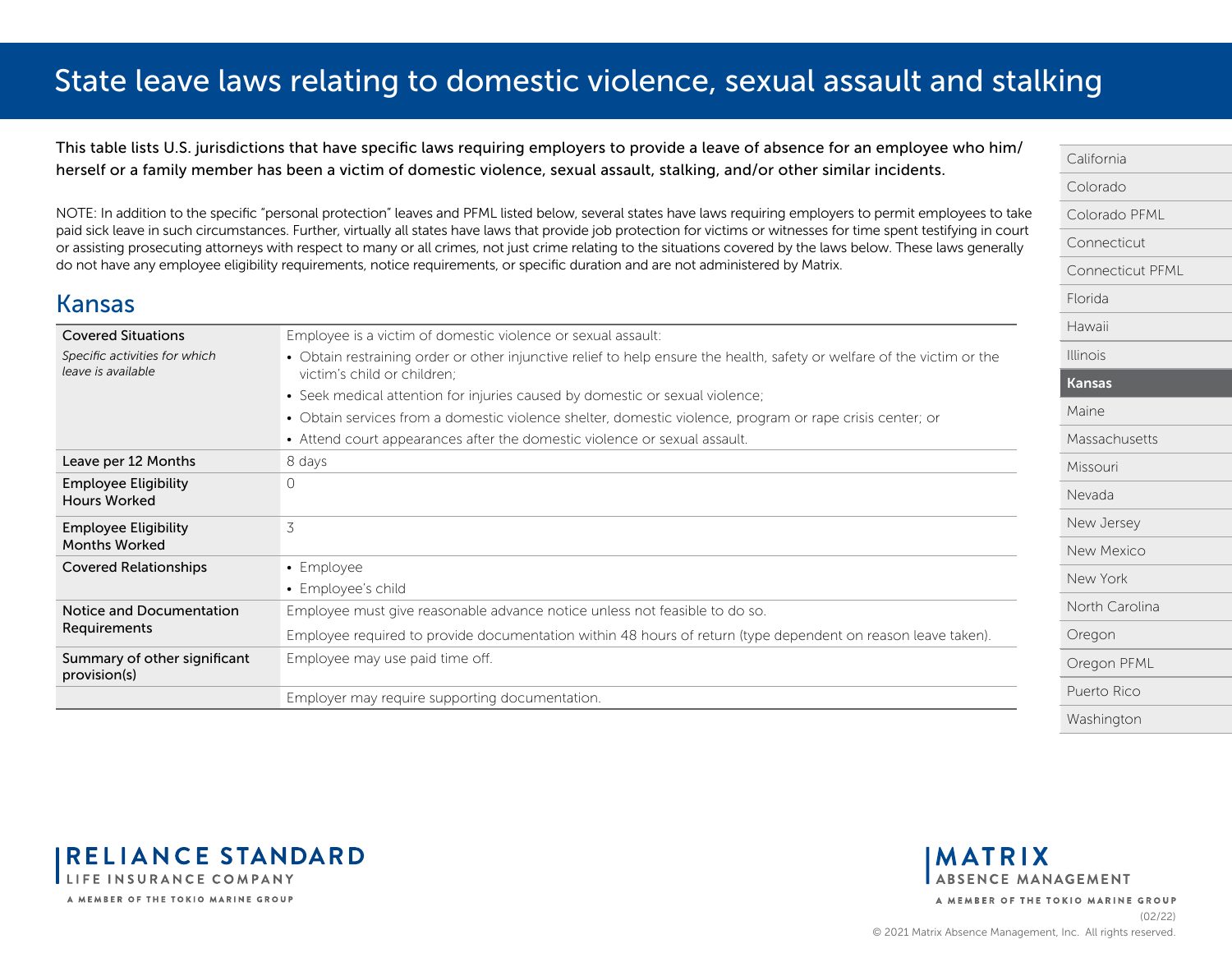# State leave laws relating to domestic violence, sexual assault and stalking

This table lists U.S. jurisdictions that have specific laws requiring employers to provide a leave of absence for an employee who him/herself or a family member has been a victim of domestic violence, sexual assault, stalking, and/or other similar incidents.

NOTE: In addition to the specific "personal protection" leaves and PFML listed below, several states have laws requiring employers to permit employees to take paid sick leave in such circumstances. Further, virtually all states have laws that provide job protection for victims or witnesses for time spent testifying in court or assisting prosecuting attorneys with respect to many or all crimes, not just crime relating to the situations covered by the laws below. These laws generally do not have any employee eligibility requirements, notice requirements, or specific duration and are not administered by Matrix.

## Kansas

| | |
|---|---|
| Covered Situations<br>*Specific activities for which leave is available* | Employee is a victim of domestic violence or sexual assault:<br>• Obtain restraining order or other injunctive relief to help ensure the health, safety or welfare of the victim or the victim's child or children;<br>• Seek medical attention for injuries caused by domestic or sexual violence;<br>• Obtain services from a domestic violence shelter, domestic violence, program or rape crisis center; or<br>• Attend court appearances after the domestic violence or sexual assault. |
| Leave per 12 Months | 8 days |
| Employee Eligibility Hours Worked | 0 |
| Employee Eligibility Months Worked | 3 |
| Covered Relationships | • Employee<br>• Employee's child |
| Notice and Documentation Requirements | Employee must give reasonable advance notice unless not feasible to do so.<br>Employee required to provide documentation within 48 hours of return (type dependent on reason leave taken). |
| Summary of other significant provision(s) | Employee may use paid time off. |
| | Employer may require supporting documentation. |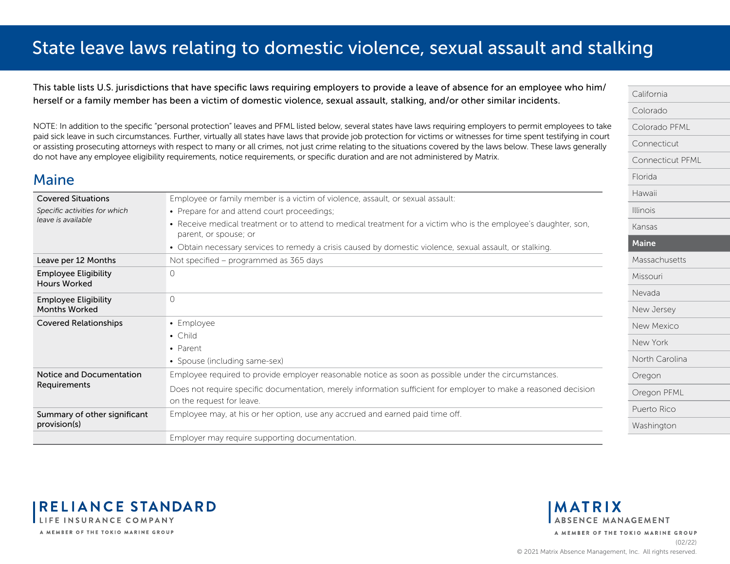# State leave laws relating to domestic violence, sexual assault and stalking

This table lists U.S. jurisdictions that have specific laws requiring employers to provide a leave of absence for an employee who him/herself or a family member has been a victim of domestic violence, sexual assault, stalking, and/or other similar incidents.

NOTE: In addition to the specific "personal protection" leaves and PFML listed below, several states have laws requiring employers to permit employees to take paid sick leave in such circumstances. Further, virtually all states have laws that provide job protection for victims or witnesses for time spent testifying in court or assisting prosecuting attorneys with respect to many or all crimes, not just crime relating to the situations covered by the laws below. These laws generally do not have any employee eligibility requirements, notice requirements, or specific duration and are not administered by Matrix.

## Maine

| | |
|---|---|
| **Covered Situations**<br>*Specific activities for which leave is available* | Employee or family member is a victim of violence, assault, or sexual assault:<br>• Prepare for and attend court proceedings;<br>• Receive medical treatment or to attend to medical treatment for a victim who is the employee's daughter, son, parent, or spouse; or<br>• Obtain necessary services to remedy a crisis caused by domestic violence, sexual assault, or stalking. |
| **Leave per 12 Months** | Not specified – programmed as 365 days |
| **Employee Eligibility Hours Worked** | 0 |
| **Employee Eligibility Months Worked** | 0 |
| **Covered Relationships** | • Employee<br>• Child<br>• Parent<br>• Spouse (including same-sex) |
| **Notice and Documentation Requirements** | Employee required to provide employer reasonable notice as soon as possible under the circumstances.<br>Does not require specific documentation, merely information sufficient for employer to make a reasoned decision on the request for leave. |
| **Summary of other significant provision(s)** | Employee may, at his or her option, use any accrued and earned paid time off. |
| | Employer may require supporting documentation. |

- California
- Colorado
- Colorado PFML
- Connecticut
- Connecticut PFML
- Florida
- Hawaii
- Illinois
- Kansas
- **Maine**
- Massachusetts
- Missouri
- Nevada
- New Jersey
- New Mexico
- New York
- North Carolina
- Oregon
- Oregon PFML
- Puerto Rico
- Washington

RELIANCE STANDARD LIFE INSURANCE COMPANY
A MEMBER OF THE TOKIO MARINE GROUP

MATRIX ABSENCE MANAGEMENT
A MEMBER OF THE TOKIO MARINE GROUP
(02/22)
© 2021 Matrix Absence Management, Inc. All rights reserved.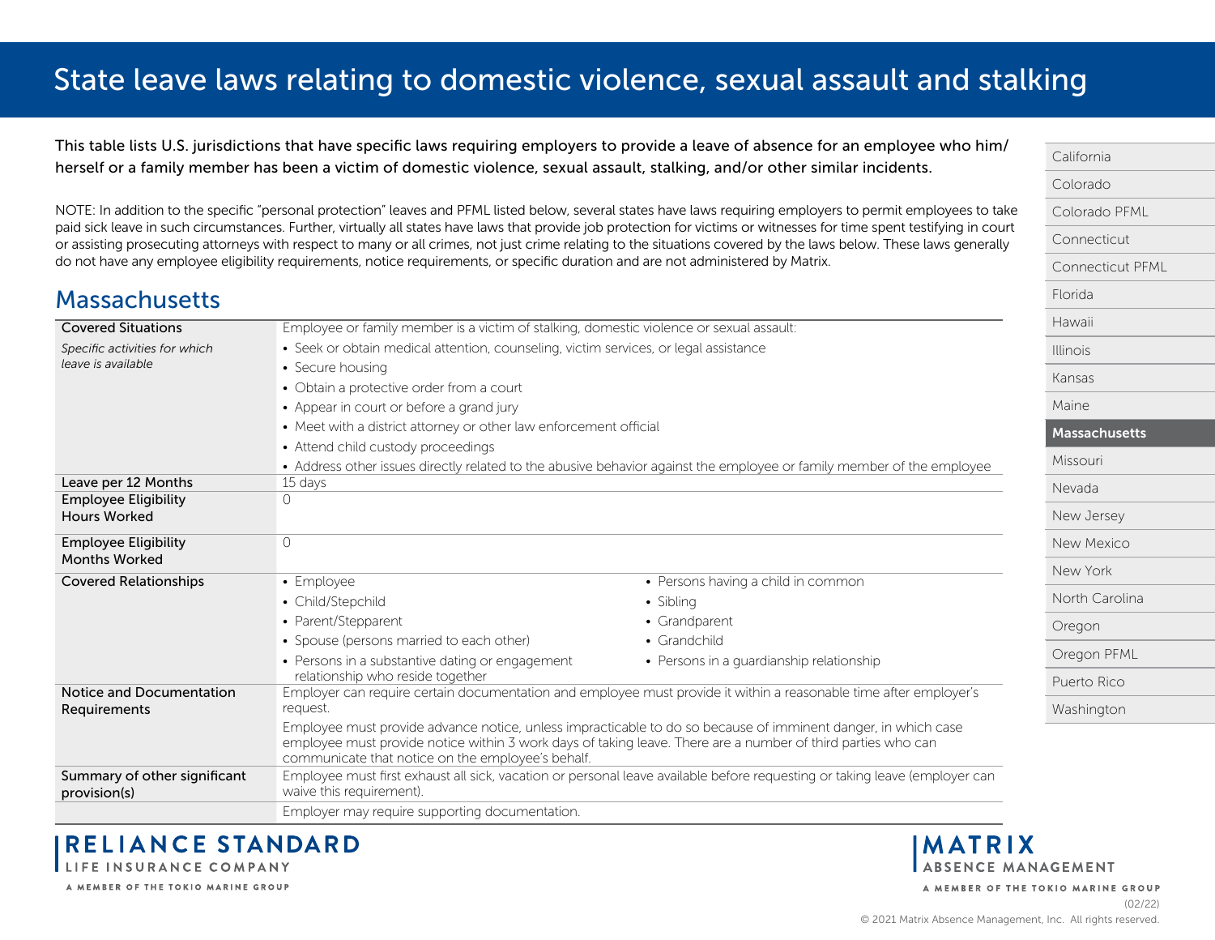# State leave laws relating to domestic violence, sexual assault and stalking

This table lists U.S. jurisdictions that have specific laws requiring employers to provide a leave of absence for an employee who him/herself or a family member has been a victim of domestic violence, sexual assault, stalking, and/or other similar incidents.

NOTE: In addition to the specific "personal protection" leaves and PFML listed below, several states have laws requiring employers to permit employees to take paid sick leave in such circumstances. Further, virtually all states have laws that provide job protection for victims or witnesses for time spent testifying in court or assisting prosecuting attorneys with respect to many or all crimes, not just crime relating to the situations covered by the laws below. These laws generally do not have any employee eligibility requirements, notice requirements, or specific duration and are not administered by Matrix.

- California
- Colorado
- Colorado PFML
- Connecticut
- Connecticut PFML
- Florida
- Hawaii
- Illinois
- Kansas
- Maine
- **Massachusetts**
- Missouri
- Nevada
- New Jersey
- New Mexico
- New York
- North Carolina
- Oregon
- Oregon PFML
- Puerto Rico
- Washington

## Massachusetts

| | |
|---|---|
| **Covered Situations**<br>*Specific activities for which leave is available* | Employee or family member is a victim of stalking, domestic violence or sexual assault:<br>• Seek or obtain medical attention, counseling, victim services, or legal assistance<br>• Secure housing<br>• Obtain a protective order from a court<br>• Appear in court or before a grand jury<br>• Meet with a district attorney or other law enforcement official<br>• Attend child custody proceedings<br>• Address other issues directly related to the abusive behavior against the employee or family member of the employee |
| **Leave per 12 Months** | 15 days |
| **Employee Eligibility Hours Worked** | 0 |
| **Employee Eligibility Months Worked** | 0 |
| **Covered Relationships** | • Employee<br>• Child/Stepchild<br>• Parent/Stepparent<br>• Spouse (persons married to each other)<br>• Persons in a substantive dating or engagement relationship who reside together<br>• Persons having a child in common<br>• Sibling<br>• Grandparent<br>• Grandchild<br>• Persons in a guardianship relationship |
| **Notice and Documentation Requirements** | Employer can require certain documentation and employee must provide it within a reasonable time after employer's request.<br>Employee must provide advance notice, unless impracticable to do so because of imminent danger, in which case employee must provide notice within 3 work days of taking leave. There are a number of third parties who can communicate that notice on the employee's behalf. |
| **Summary of other significant provision(s)** | Employee must first exhaust all sick, vacation or personal leave available before requesting or taking leave (employer can waive this requirement).<br>Employer may require supporting documentation. |

(02/22)

© 2021 Matrix Absence Management, Inc. All rights reserved.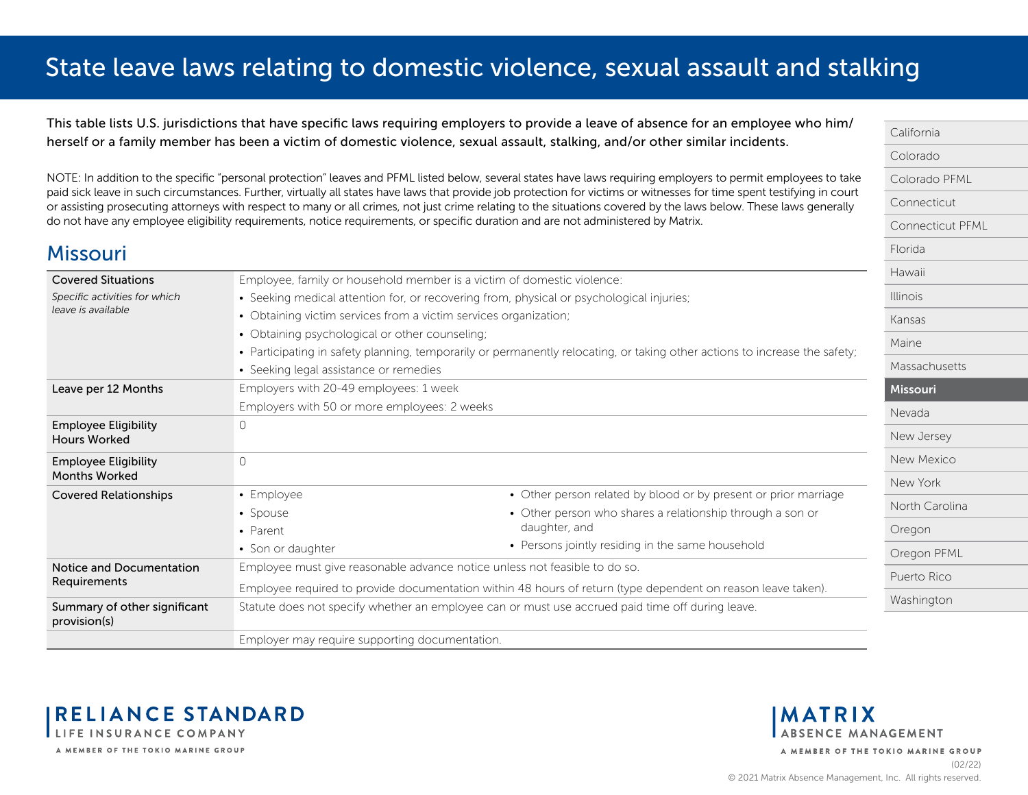# State leave laws relating to domestic violence, sexual assault and stalking

This table lists U.S. jurisdictions that have specific laws requiring employers to provide a leave of absence for an employee who him/herself or a family member has been a victim of domestic violence, sexual assault, stalking, and/or other similar incidents.

NOTE: In addition to the specific "personal protection" leaves and PFML listed below, several states have laws requiring employers to permit employees to take paid sick leave in such circumstances. Further, virtually all states have laws that provide job protection for victims or witnesses for time spent testifying in court or assisting prosecuting attorneys with respect to many or all crimes, not just crime relating to the situations covered by the laws below. These laws generally do not have any employee eligibility requirements, notice requirements, or specific duration and are not administered by Matrix.

- California
- Colorado
- Colorado PFML
- Connecticut
- Connecticut PFML
- Florida
- Hawaii
- Illinois
- Kansas
- Maine
- Massachusetts
- **Missouri**
- Nevada
- New Jersey
- New Mexico
- New York
- North Carolina
- Oregon
- Oregon PFML
- Puerto Rico
- Washington

## Missouri

| | |
|---|---|
| **Covered Situations**<br>*Specific activities for which leave is available* | Employee, family or household member is a victim of domestic violence:<br>• Seeking medical attention for, or recovering from, physical or psychological injuries;<br>• Obtaining victim services from a victim services organization;<br>• Obtaining psychological or other counseling;<br>• Participating in safety planning, temporarily or permanently relocating, or taking other actions to increase the safety;<br>• Seeking legal assistance or remedies |
| **Leave per 12 Months** | Employers with 20-49 employees: 1 week<br>Employers with 50 or more employees: 2 weeks |
| **Employee Eligibility Hours Worked** | 0 |
| **Employee Eligibility Months Worked** | 0 |
| **Covered Relationships** | • Employee<br>• Spouse<br>• Parent<br>• Son or daughter<br>• Other person related by blood or by present or prior marriage<br>• Other person who shares a relationship through a son or daughter, and<br>• Persons jointly residing in the same household |
| **Notice and Documentation Requirements** | Employee must give reasonable advance notice unless not feasible to do so.<br>Employee required to provide documentation within 48 hours of return (type dependent on reason leave taken). |
| **Summary of other significant provision(s)** | Statute does not specify whether an employee can or must use accrued paid time off during leave. |
| | Employer may require supporting documentation. |

RELIANCE STANDARD LIFE INSURANCE COMPANY
A MEMBER OF THE TOKIO MARINE GROUP

MATRIX ABSENCE MANAGEMENT
A MEMBER OF THE TOKIO MARINE GROUP

(02/22)
© 2021 Matrix Absence Management, Inc. All rights reserved.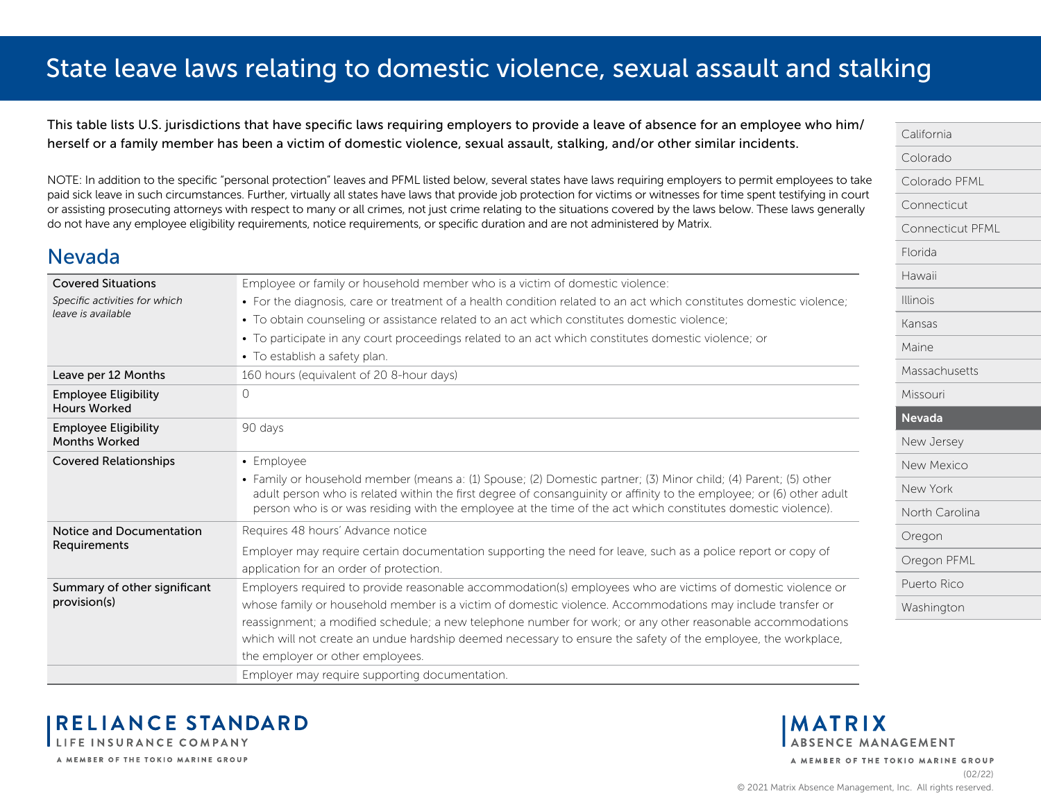# State leave laws relating to domestic violence, sexual assault and stalking

This table lists U.S. jurisdictions that have specific laws requiring employers to provide a leave of absence for an employee who him/herself or a family member has been a victim of domestic violence, sexual assault, stalking, and/or other similar incidents.

NOTE: In addition to the specific "personal protection" leaves and PFML listed below, several states have laws requiring employers to permit employees to take paid sick leave in such circumstances. Further, virtually all states have laws that provide job protection for victims or witnesses for time spent testifying in court or assisting prosecuting attorneys with respect to many or all crimes, not just crime relating to the situations covered by the laws below. These laws generally do not have any employee eligibility requirements, notice requirements, or specific duration and are not administered by Matrix.

## Nevada

| | |
|---|---|
| Covered Situations<br>*Specific activities for which leave is available* | Employee or family or household member who is a victim of domestic violence:<br>• For the diagnosis, care or treatment of a health condition related to an act which constitutes domestic violence;<br>• To obtain counseling or assistance related to an act which constitutes domestic violence;<br>• To participate in any court proceedings related to an act which constitutes domestic violence; or<br>• To establish a safety plan. |
| Leave per 12 Months | 160 hours (equivalent of 20 8-hour days) |
| Employee Eligibility Hours Worked | 0 |
| Employee Eligibility Months Worked | 90 days |
| Covered Relationships | • Employee<br>• Family or household member (means a: (1) Spouse; (2) Domestic partner; (3) Minor child; (4) Parent; (5) other adult person who is related within the first degree of consanguinity or affinity to the employee; or (6) other adult person who is or was residing with the employee at the time of the act which constitutes domestic violence). |
| Notice and Documentation Requirements | Requires 48 hours' Advance notice<br>Employer may require certain documentation supporting the need for leave, such as a police report or copy of application for an order of protection. |
| Summary of other significant provision(s) | Employers required to provide reasonable accommodation(s) employees who are victims of domestic violence or whose family or household member is a victim of domestic violence. Accommodations may include transfer or reassignment; a modified schedule; a new telephone number for work; or any other reasonable accommodations which will not create an undue hardship deemed necessary to ensure the safety of the employee, the workplace, the employer or other employees. |
| | Employer may require supporting documentation. |

- California
- Colorado
- Colorado PFML
- Connecticut
- Connecticut PFML
- Florida
- Hawaii
- Illinois
- Kansas
- Maine
- Massachusetts
- Missouri
- **Nevada**
- New Jersey
- New Mexico
- New York
- North Carolina
- Oregon
- Oregon PFML
- Puerto Rico
- Washington

RELIANCE STANDARD LIFE INSURANCE COMPANY
A MEMBER OF THE TOKIO MARINE GROUP

MATRIX ABSENCE MANAGEMENT
A MEMBER OF THE TOKIO MARINE GROUP

(02/22)
© 2021 Matrix Absence Management, Inc. All rights reserved.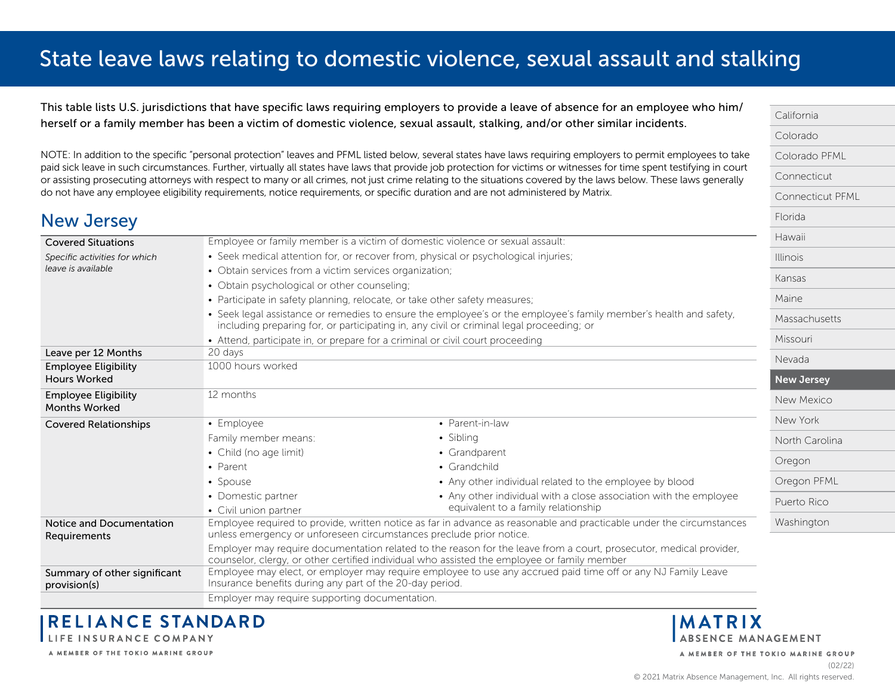# State leave laws relating to domestic violence, sexual assault and stalking

This table lists U.S. jurisdictions that have specific laws requiring employers to provide a leave of absence for an employee who him/herself or a family member has been a victim of domestic violence, sexual assault, stalking, and/or other similar incidents.

NOTE: In addition to the specific "personal protection" leaves and PFML listed below, several states have laws requiring employers to permit employees to take paid sick leave in such circumstances. Further, virtually all states have laws that provide job protection for victims or witnesses for time spent testifying in court or assisting prosecuting attorneys with respect to many or all crimes, not just crime relating to the situations covered by the laws below. These laws generally do not have any employee eligibility requirements, notice requirements, or specific duration and are not administered by Matrix.

- California
- Colorado
- Colorado PFML
- Connecticut
- Connecticut PFML
- Florida
- Hawaii
- Illinois
- Kansas
- Maine
- Massachusetts
- Missouri
- Nevada
- **New Jersey**
- New Mexico
- New York
- North Carolina
- Oregon
- Oregon PFML
- Puerto Rico
- Washington

## New Jersey

| | |
|---|---|
| **Covered Situations**<br>*Specific activities for which leave is available* | Employee or family member is a victim of domestic violence or sexual assault:<br>• Seek medical attention for, or recover from, physical or psychological injuries;<br>• Obtain services from a victim services organization;<br>• Obtain psychological or other counseling;<br>• Participate in safety planning, relocate, or take other safety measures;<br>• Seek legal assistance or remedies to ensure the employee's or the employee's family member's health and safety, including preparing for, or participating in, any civil or criminal legal proceeding; or<br>• Attend, participate in, or prepare for a criminal or civil court proceeding |
| **Leave per 12 Months** | 20 days |
| **Employee Eligibility Hours Worked** | 1000 hours worked |
| **Employee Eligibility Months Worked** | 12 months |
| **Covered Relationships** | • Employee<br>Family member means:<br>• Child (no age limit)<br>• Parent<br>• Spouse<br>• Domestic partner<br>• Civil union partner<br>• Parent-in-law<br>• Sibling<br>• Grandparent<br>• Grandchild<br>• Any other individual related to the employee by blood<br>• Any other individual with a close association with the employee equivalent to a family relationship |
| **Notice and Documentation Requirements** | Employee required to provide, written notice as far in advance as reasonable and practicable under the circumstances unless emergency or unforeseen circumstances preclude prior notice.<br>Employer may require documentation related to the reason for the leave from a court, prosecutor, medical provider, counselor, clergy, or other certified individual who assisted the employee or family member |
| **Summary of other significant provision(s)** | Employee may elect, or employer may require employee to use any accrued paid time off or any NJ Family Leave Insurance benefits during any part of the 20-day period.<br>Employer may require supporting documentation. |

RELIANCE STANDARD LIFE INSURANCE COMPANY
A MEMBER OF THE TOKIO MARINE GROUP

MATRIX ABSENCE MANAGEMENT
A MEMBER OF THE TOKIO MARINE GROUP

(02/22)
© 2021 Matrix Absence Management, Inc. All rights reserved.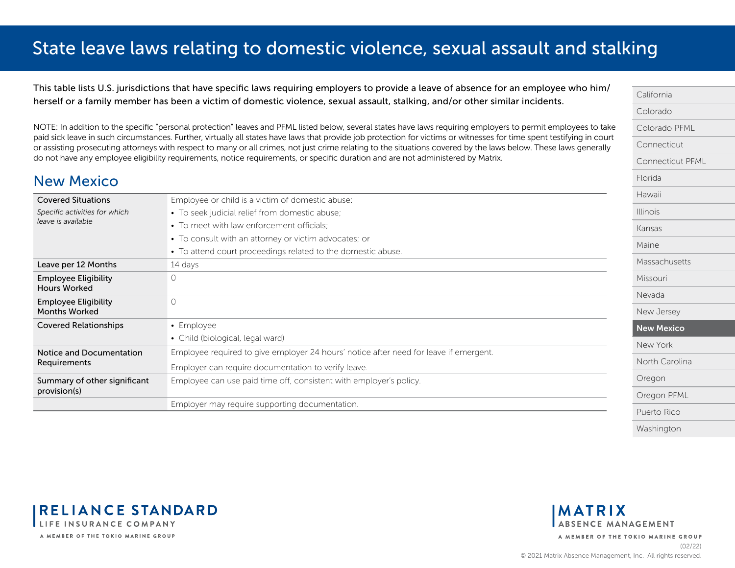# State leave laws relating to domestic violence, sexual assault and stalking

This table lists U.S. jurisdictions that have specific laws requiring employers to provide a leave of absence for an employee who him/herself or a family member has been a victim of domestic violence, sexual assault, stalking, and/or other similar incidents.

NOTE: In addition to the specific "personal protection" leaves and PFML listed below, several states have laws requiring employers to permit employees to take paid sick leave in such circumstances. Further, virtually all states have laws that provide job protection for victims or witnesses for time spent testifying in court or assisting prosecuting attorneys with respect to many or all crimes, not just crime relating to the situations covered by the laws below. These laws generally do not have any employee eligibility requirements, notice requirements, or specific duration and are not administered by Matrix.

## New Mexico

| | |
|---|---|
| Covered Situations<br>*Specific activities for which leave is available* | Employee or child is a victim of domestic abuse:<br>• To seek judicial relief from domestic abuse;<br>• To meet with law enforcement officials;<br>• To consult with an attorney or victim advocates; or<br>• To attend court proceedings related to the domestic abuse. |
| Leave per 12 Months | 14 days |
| Employee Eligibility Hours Worked | 0 |
| Employee Eligibility Months Worked | 0 |
| Covered Relationships | • Employee<br>• Child (biological, legal ward) |
| Notice and Documentation Requirements | Employee required to give employer 24 hours' notice after need for leave if emergent.<br>Employer can require documentation to verify leave. |
| Summary of other significant provision(s) | Employee can use paid time off, consistent with employer's policy. |
| | Employer may require supporting documentation. |

- California
- Colorado
- Colorado PFML
- Connecticut
- Connecticut PFML
- Florida
- Hawaii
- Illinois
- Kansas
- Maine
- Massachusetts
- Missouri
- Nevada
- New Jersey
- **New Mexico**
- New York
- North Carolina
- Oregon
- Oregon PFML
- Puerto Rico
- Washington

RELIANCE STANDARD LIFE INSURANCE COMPANY
A MEMBER OF THE TOKIO MARINE GROUP

MATRIX ABSENCE MANAGEMENT
A MEMBER OF THE TOKIO MARINE GROUP

(02/22)

© 2021 Matrix Absence Management, Inc. All rights reserved.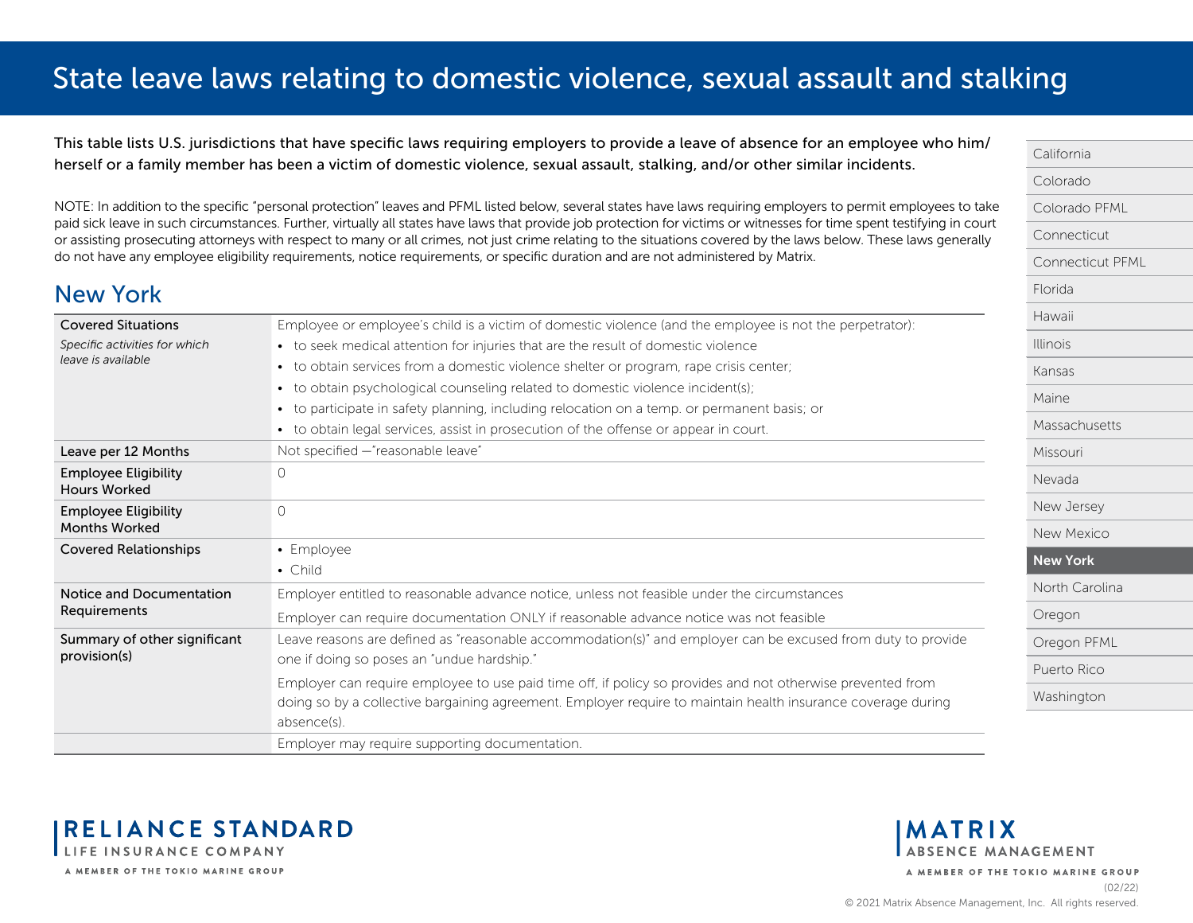// Title
# State leave laws relating to domestic violence, sexual assault and stalking

This table lists U.S. jurisdictions that have specific laws requiring employers to provide a leave of absence for an employee who him/herself or a family member has been a victim of domestic violence, sexual assault, stalking, and/or other similar incidents.

NOTE: In addition to the specific "personal protection" leaves and PFML listed below, several states have laws requiring employers to permit employees to take paid sick leave in such circumstances. Further, virtually all states have laws that provide job protection for victims or witnesses for time spent testifying in court or assisting prosecuting attorneys with respect to many or all crimes, not just crime relating to the situations covered by the laws below. These laws generally do not have any employee eligibility requirements, notice requirements, or specific duration and are not administered by Matrix.

- California
- Colorado
- Colorado PFML
- Connecticut
- Connecticut PFML
- Florida
- Hawaii
- Illinois
- Kansas
- Maine
- Massachusetts
- Missouri
- Nevada
- New Jersey
- New Mexico
- **New York**
- North Carolina
- Oregon
- Oregon PFML
- Puerto Rico
- Washington

## New York

| | |
|---|---|
| **Covered Situations**<br>*Specific activities for which leave is available* | Employee or employee's child is a victim of domestic violence (and the employee is not the perpetrator):<br>• to seek medical attention for injuries that are the result of domestic violence<br>• to obtain services from a domestic violence shelter or program, rape crisis center;<br>• to obtain psychological counseling related to domestic violence incident(s);<br>• to participate in safety planning, including relocation on a temp. or permanent basis; or<br>• to obtain legal services, assist in prosecution of the offense or appear in court. |
| **Leave per 12 Months** | Not specified —"reasonable leave" |
| **Employee Eligibility Hours Worked** | 0 |
| **Employee Eligibility Months Worked** | 0 |
| **Covered Relationships** | • Employee<br>• Child |
| **Notice and Documentation Requirements** | Employer entitled to reasonable advance notice, unless not feasible under the circumstances<br>Employer can require documentation ONLY if reasonable advance notice was not feasible |
| **Summary of other significant provision(s)** | Leave reasons are defined as "reasonable accommodation(s)" and employer can be excused from duty to provide one if doing so poses an "undue hardship."<br>Employer can require employee to use paid time off, if policy so provides and not otherwise prevented from doing so by a collective bargaining agreement. Employer require to maintain health insurance coverage during absence(s). |
| | Employer may require supporting documentation. |

RELIANCE STANDARD
LIFE INSURANCE COMPANY
A MEMBER OF THE TOKIO MARINE GROUP

MATRIX
ABSENCE MANAGEMENT
A MEMBER OF THE TOKIO MARINE GROUP

(02/22)
© 2021 Matrix Absence Management, Inc. All rights reserved.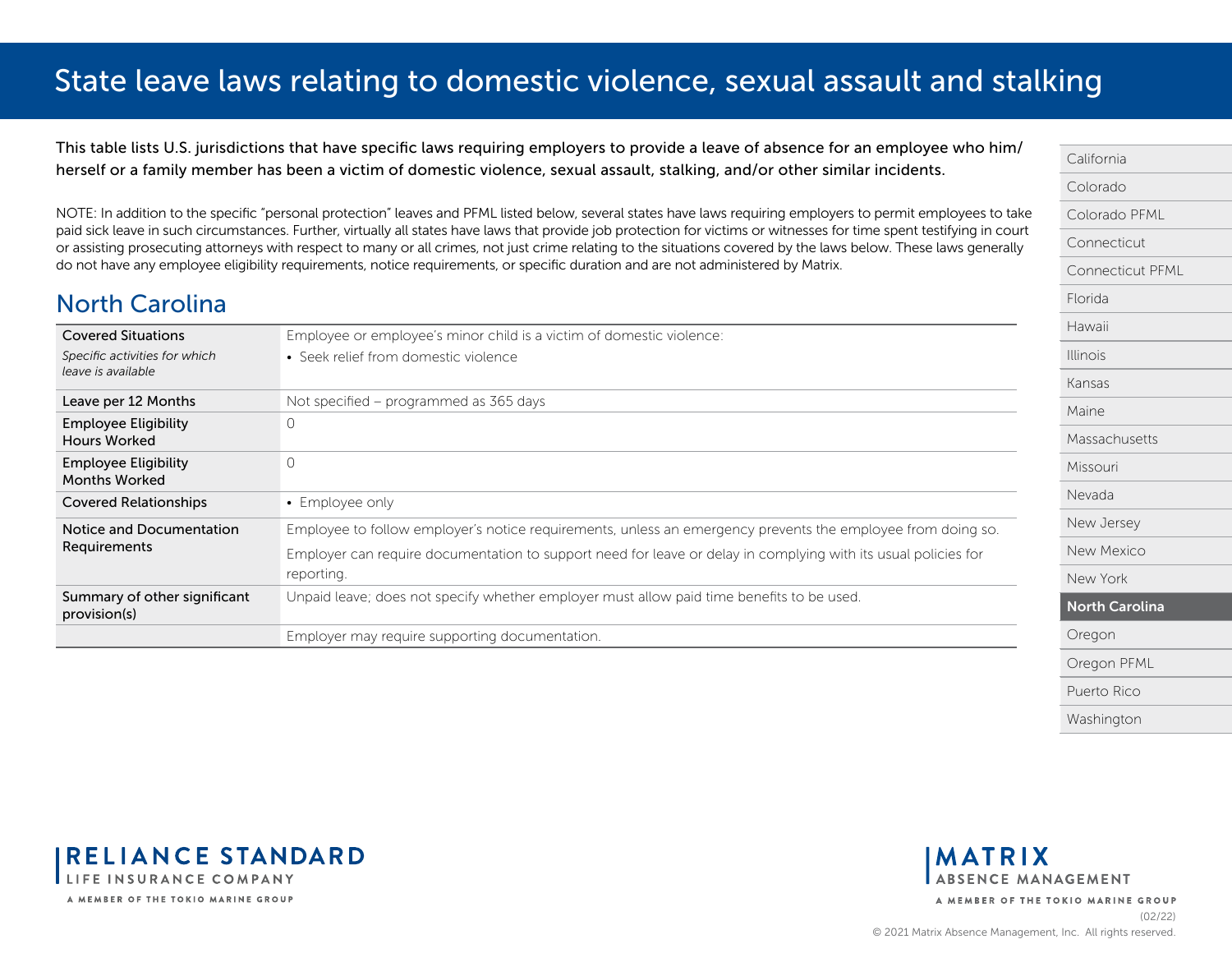# State leave laws relating to domestic violence, sexual assault and stalking

This table lists U.S. jurisdictions that have specific laws requiring employers to provide a leave of absence for an employee who him/herself or a family member has been a victim of domestic violence, sexual assault, stalking, and/or other similar incidents.

NOTE: In addition to the specific "personal protection" leaves and PFML listed below, several states have laws requiring employers to permit employees to take paid sick leave in such circumstances. Further, virtually all states have laws that provide job protection for victims or witnesses for time spent testifying in court or assisting prosecuting attorneys with respect to many or all crimes, not just crime relating to the situations covered by the laws below. These laws generally do not have any employee eligibility requirements, notice requirements, or specific duration and are not administered by Matrix.

## North Carolina

| | |
|---|---|
| Covered Situations<br>*Specific activities for which leave is available* | Employee or employee's minor child is a victim of domestic violence:<br>• Seek relief from domestic violence |
| Leave per 12 Months | Not specified – programmed as 365 days |
| Employee Eligibility Hours Worked | 0 |
| Employee Eligibility Months Worked | 0 |
| Covered Relationships | • Employee only |
| Notice and Documentation Requirements | Employee to follow employer's notice requirements, unless an emergency prevents the employee from doing so.<br>Employer can require documentation to support need for leave or delay in complying with its usual policies for reporting. |
| Summary of other significant provision(s) | Unpaid leave; does not specify whether employer must allow paid time benefits to be used. |
| | Employer may require supporting documentation. |

- California
- Colorado
- Colorado PFML
- Connecticut
- Connecticut PFML
- Florida
- Hawaii
- Illinois
- Kansas
- Maine
- Massachusetts
- Missouri
- Nevada
- New Jersey
- New Mexico
- New York
- **North Carolina**
- Oregon
- Oregon PFML
- Puerto Rico
- Washington

RELIANCE STANDARD LIFE INSURANCE COMPANY
A MEMBER OF THE TOKIO MARINE GROUP

MATRIX ABSENCE MANAGEMENT
A MEMBER OF THE TOKIO MARINE GROUP

(02/22)

© 2021 Matrix Absence Management, Inc. All rights reserved.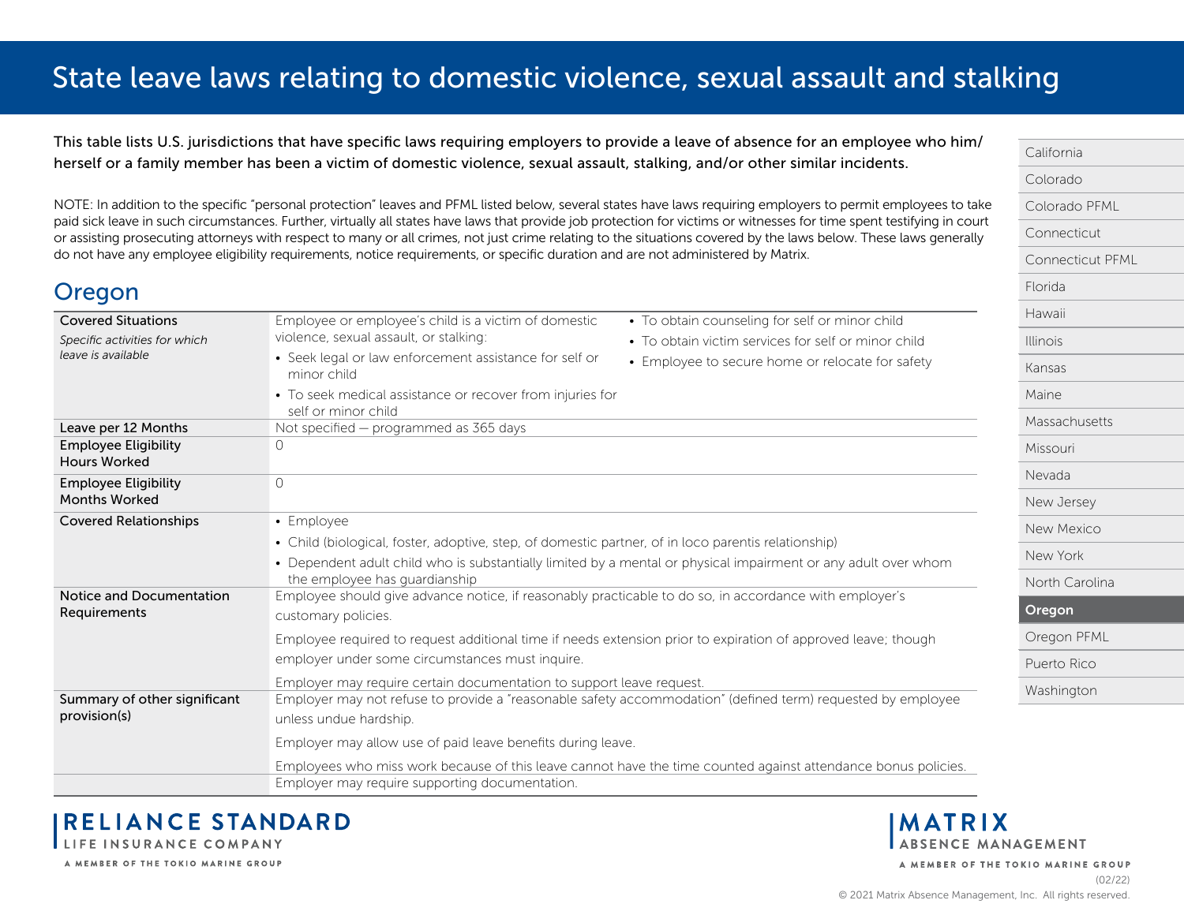# State leave laws relating to domestic violence, sexual assault and stalking

This table lists U.S. jurisdictions that have specific laws requiring employers to provide a leave of absence for an employee who him/herself or a family member has been a victim of domestic violence, sexual assault, stalking, and/or other similar incidents.

NOTE: In addition to the specific "personal protection" leaves and PFML listed below, several states have laws requiring employers to permit employees to take paid sick leave in such circumstances. Further, virtually all states have laws that provide job protection for victims or witnesses for time spent testifying in court or assisting prosecuting attorneys with respect to many or all crimes, not just crime relating to the situations covered by the laws below. These laws generally do not have any employee eligibility requirements, notice requirements, or specific duration and are not administered by Matrix.

- California
- Colorado
- Colorado PFML
- Connecticut
- Connecticut PFML
- Florida
- Hawaii
- Illinois
- Kansas
- Maine
- Massachusetts
- Missouri
- Nevada
- New Jersey
- New Mexico
- New York
- North Carolina
- **Oregon**
- Oregon PFML
- Puerto Rico
- Washington

## Oregon

| | |
|---|---|
| **Covered Situations** *Specific activities for which leave is available* | Employee or employee's child is a victim of domestic violence, sexual assault, or stalking: • Seek legal or law enforcement assistance for self or minor child • To seek medical assistance or recover from injuries for self or minor child • To obtain counseling for self or minor child • To obtain victim services for self or minor child • Employee to secure home or relocate for safety |
| **Leave per 12 Months** | Not specified — programmed as 365 days |
| **Employee Eligibility Hours Worked** | 0 |
| **Employee Eligibility Months Worked** | 0 |
| **Covered Relationships** | • Employee • Child (biological, foster, adoptive, step, of domestic partner, of in loco parentis relationship) • Dependent adult child who is substantially limited by a mental or physical impairment or any adult over whom the employee has guardianship |
| **Notice and Documentation Requirements** | Employee should give advance notice, if reasonably practicable to do so, in accordance with employer's customary policies. Employee required to request additional time if needs extension prior to expiration of approved leave; though employer under some circumstances must inquire. Employer may require certain documentation to support leave request. |
| **Summary of other significant provision(s)** | Employer may not refuse to provide a "reasonable safety accommodation" (defined term) requested by employee unless undue hardship. Employer may allow use of paid leave benefits during leave. Employees who miss work because of this leave cannot have the time counted against attendance bonus policies. |
| | Employer may require supporting documentation. |

(02/22)

© 2021 Matrix Absence Management, Inc. All rights reserved.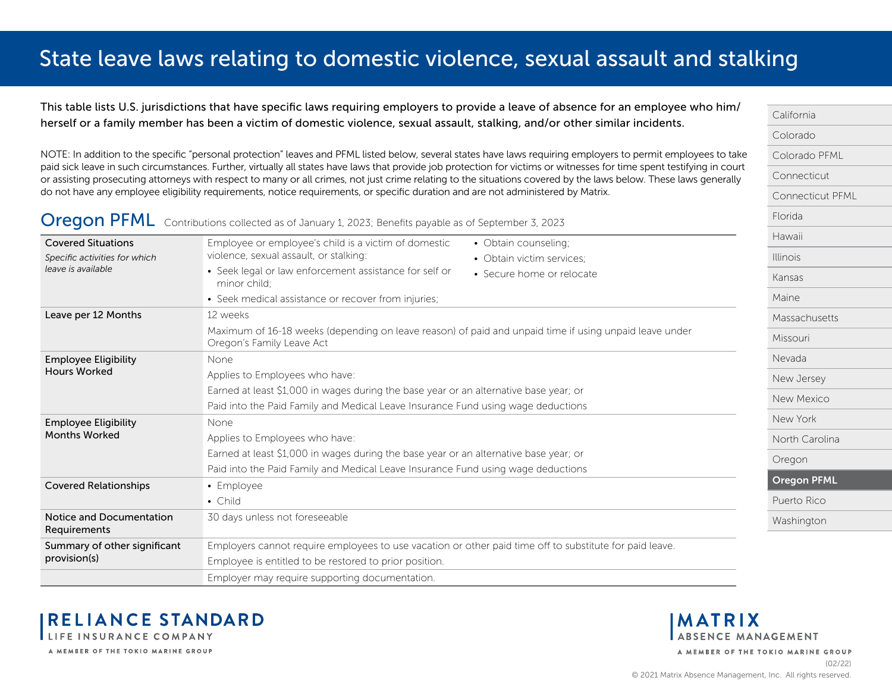# State leave laws relating to domestic violence, sexual assault and stalking

This table lists U.S. jurisdictions that have specific laws requiring employers to provide a leave of absence for an employee who him/herself or a family member has been a victim of domestic violence, sexual assault, stalking, and/or other similar incidents.

NOTE: In addition to the specific "personal protection" leaves and PFML listed below, several states have laws requiring employers to permit employees to take paid sick leave in such circumstances. Further, virtually all states have laws that provide job protection for victims or witnesses for time spent testifying in court or assisting prosecuting attorneys with respect to many or all crimes, not just crime relating to the situations covered by the laws below. These laws generally do not have any employee eligibility requirements, notice requirements, or specific duration and are not administered by Matrix.

- California
- Colorado
- Colorado PFML
- Connecticut
- Connecticut PFML
- Florida
- Hawaii
- Illinois
- Kansas
- Maine
- Massachusetts
- Missouri
- Nevada
- New Jersey
- New Mexico
- New York
- North Carolina
- Oregon
- **Oregon PFML**
- Puerto Rico
- Washington

## Oregon PFML

Contributions collected as of January 1, 2023; Benefits payable as of September 3, 2023

| | |
|---|---|
| **Covered Situations**<br>*Specific activities for which leave is available* | Employee or employee's child is a victim of domestic violence, sexual assault, or stalking:<br>• Seek legal or law enforcement assistance for self or minor child;<br>• Seek medical assistance or recover from injuries;<br>• Obtain counseling;<br>• Obtain victim services;<br>• Secure home or relocate |
| **Leave per 12 Months** | 12 weeks<br>Maximum of 16-18 weeks (depending on leave reason) of paid and unpaid time if using unpaid leave under Oregon's Family Leave Act |
| **Employee Eligibility Hours Worked** | None<br>Applies to Employees who have:<br>Earned at least $1,000 in wages during the base year or an alternative base year; or<br>Paid into the Paid Family and Medical Leave Insurance Fund using wage deductions |
| **Employee Eligibility Months Worked** | None<br>Applies to Employees who have:<br>Earned at least $1,000 in wages during the base year or an alternative base year; or<br>Paid into the Paid Family and Medical Leave Insurance Fund using wage deductions |
| **Covered Relationships** | • Employee<br>• Child |
| **Notice and Documentation Requirements** | 30 days unless not foreseeable |
| **Summary of other significant provision(s)** | Employers cannot require employees to use vacation or other paid time off to substitute for paid leave.<br>Employee is entitled to be restored to prior position. |
| | Employer may require supporting documentation. |

RELIANCE STANDARD LIFE INSURANCE COMPANY
A MEMBER OF THE TOKIO MARINE GROUP

MATRIX ABSENCE MANAGEMENT
A MEMBER OF THE TOKIO MARINE GROUP

(02/22)
© 2021 Matrix Absence Management, Inc. All rights reserved.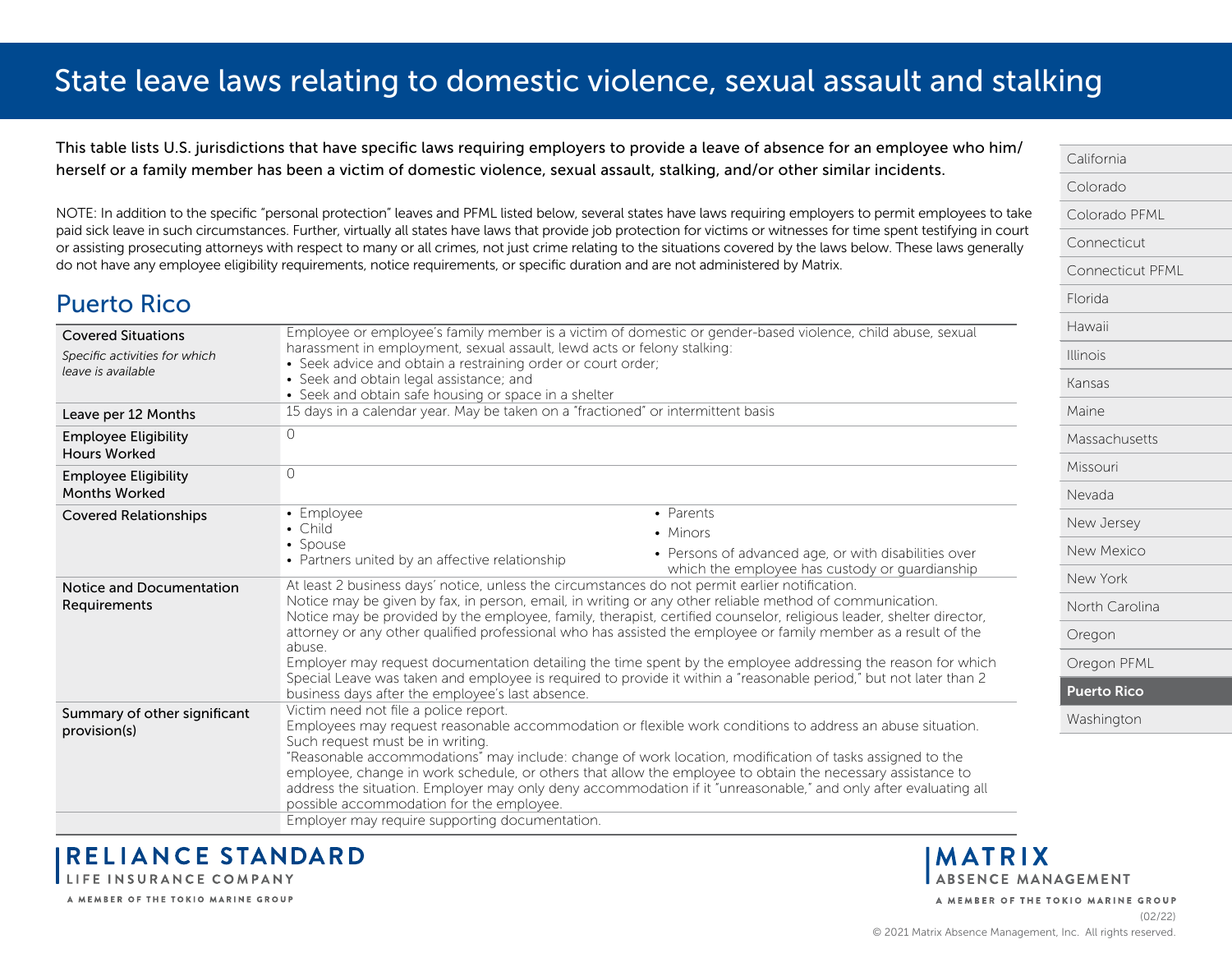# State leave laws relating to domestic violence, sexual assault and stalking

This table lists U.S. jurisdictions that have specific laws requiring employers to provide a leave of absence for an employee who him/herself or a family member has been a victim of domestic violence, sexual assault, stalking, and/or other similar incidents.

NOTE: In addition to the specific "personal protection" leaves and PFML listed below, several states have laws requiring employers to permit employees to take paid sick leave in such circumstances. Further, virtually all states have laws that provide job protection for victims or witnesses for time spent testifying in court or assisting prosecuting attorneys with respect to many or all crimes, not just crime relating to the situations covered by the laws below. These laws generally do not have any employee eligibility requirements, notice requirements, or specific duration and are not administered by Matrix.

- California
- Colorado
- Colorado PFML
- Connecticut
- Connecticut PFML
- Florida
- Hawaii
- Illinois
- Kansas
- Maine
- Massachusetts
- Missouri
- Nevada
- New Jersey
- New Mexico
- New York
- North Carolina
- Oregon
- Oregon PFML
- **Puerto Rico**
- Washington

## Puerto Rico

| | |
|---|---|
| Covered Situations<br>*Specific activities for which leave is available* | Employee or employee's family member is a victim of domestic or gender-based violence, child abuse, sexual harassment in employment, sexual assault, lewd acts or felony stalking:<br>• Seek advice and obtain a restraining order or court order;<br>• Seek and obtain legal assistance; and<br>• Seek and obtain safe housing or space in a shelter |
| Leave per 12 Months | 15 days in a calendar year. May be taken on a "fractioned" or intermittent basis |
| Employee Eligibility Hours Worked | 0 |
| Employee Eligibility Months Worked | 0 |
| Covered Relationships | • Employee<br>• Child<br>• Spouse<br>• Partners united by an affective relationship<br>• Parents<br>• Minors<br>• Persons of advanced age, or with disabilities over which the employee has custody or guardianship |
| Notice and Documentation Requirements | At least 2 business days' notice, unless the circumstances do not permit earlier notification.<br>Notice may be given by fax, in person, email, in writing or any other reliable method of communication.<br>Notice may be provided by the employee, family, therapist, certified counselor, religious leader, shelter director, attorney or any other qualified professional who has assisted the employee or family member as a result of the abuse.<br>Employer may request documentation detailing the time spent by the employee addressing the reason for which Special Leave was taken and employee is required to provide it within a "reasonable period," but not later than 2 business days after the employee's last absence. |
| Summary of other significant provision(s) | Victim need not file a police report.<br>Employees may request reasonable accommodation or flexible work conditions to address an abuse situation. Such request must be in writing.<br>"Reasonable accommodations" may include: change of work location, modification of tasks assigned to the employee, change in work schedule, or others that allow the employee to obtain the necessary assistance to address the situation. Employer may only deny accommodation if it "unreasonable," and only after evaluating all possible accommodation for the employee. |
| | Employer may require supporting documentation. |

RELIANCE STANDARD LIFE INSURANCE COMPANY — A MEMBER OF THE TOKIO MARINE GROUP

MATRIX ABSENCE MANAGEMENT — A MEMBER OF THE TOKIO MARINE GROUP

(02/22)

© 2021 Matrix Absence Management, Inc. All rights reserved.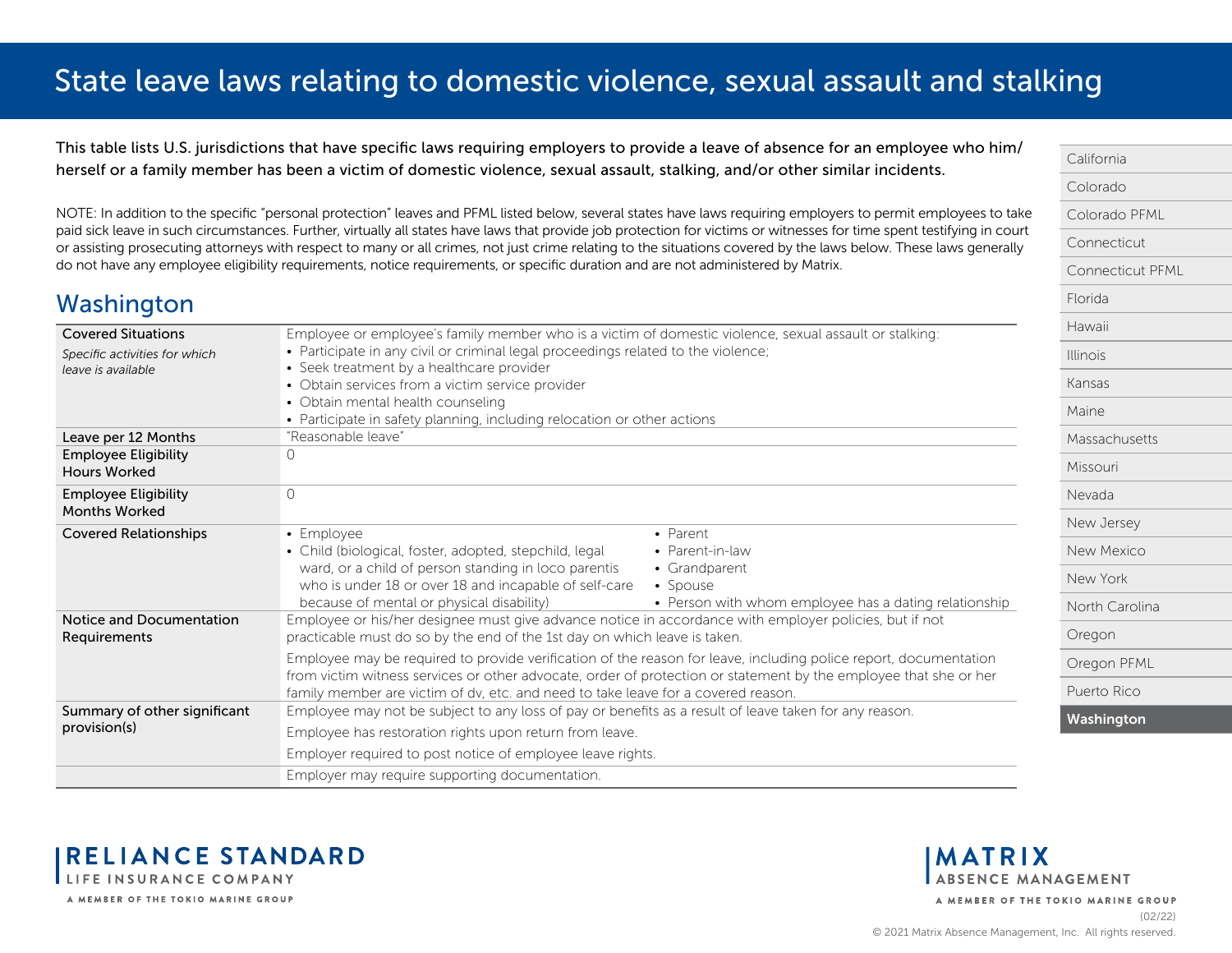# State leave laws relating to domestic violence, sexual assault and stalking

This table lists U.S. jurisdictions that have specific laws requiring employers to provide a leave of absence for an employee who him/herself or a family member has been a victim of domestic violence, sexual assault, stalking, and/or other similar incidents.

NOTE: In addition to the specific "personal protection" leaves and PFML listed below, several states have laws requiring employers to permit employees to take paid sick leave in such circumstances. Further, virtually all states have laws that provide job protection for victims or witnesses for time spent testifying in court or assisting prosecuting attorneys with respect to many or all crimes, not just crime relating to the situations covered by the laws below. These laws generally do not have any employee eligibility requirements, notice requirements, or specific duration and are not administered by Matrix.

## Washington

| | |
|---|---|
| Covered Situations<br>*Specific activities for which leave is available* | Employee or employee's family member who is a victim of domestic violence, sexual assault or stalking:<br>• Participate in any civil or criminal legal proceedings related to the violence;<br>• Seek treatment by a healthcare provider<br>• Obtain services from a victim service provider<br>• Obtain mental health counseling<br>• Participate in safety planning, including relocation or other actions |
| Leave per 12 Months | "Reasonable leave" |
| Employee Eligibility Hours Worked | 0 |
| Employee Eligibility Months Worked | 0 |
| Covered Relationships | • Employee<br>• Child (biological, foster, adopted, stepchild, legal ward, or a child of person standing in loco parentis who is under 18 or over 18 and incapable of self-care because of mental or physical disability)<br>• Parent<br>• Parent-in-law<br>• Grandparent<br>• Spouse<br>• Person with whom employee has a dating relationship |
| Notice and Documentation Requirements | Employee or his/her designee must give advance notice in accordance with employer policies, but if not practicable must do so by the end of the 1st day on which leave is taken.<br><br>Employee may be required to provide verification of the reason for leave, including police report, documentation from victim witness services or other advocate, order of protection or statement by the employee that she or her family member are victim of dv, etc. and need to take leave for a covered reason. |
| Summary of other significant provision(s) | Employee may not be subject to any loss of pay or benefits as a result of leave taken for any reason.<br><br>Employee has restoration rights upon return from leave.<br><br>Employer required to post notice of employee leave rights. |
| | Employer may require supporting documentation. |

California
Colorado
Colorado PFML
Connecticut
Connecticut PFML
Florida
Hawaii
Illinois
Kansas
Maine
Massachusetts
Missouri
Nevada
New Jersey
New Mexico
New York
North Carolina
Oregon
Oregon PFML
Puerto Rico
**Washington**

RELIANCE STANDARD LIFE INSURANCE COMPANY
A MEMBER OF THE TOKIO MARINE GROUP

MATRIX ABSENCE MANAGEMENT
A MEMBER OF THE TOKIO MARINE GROUP

(02/22)
© 2021 Matrix Absence Management, Inc. All rights reserved.